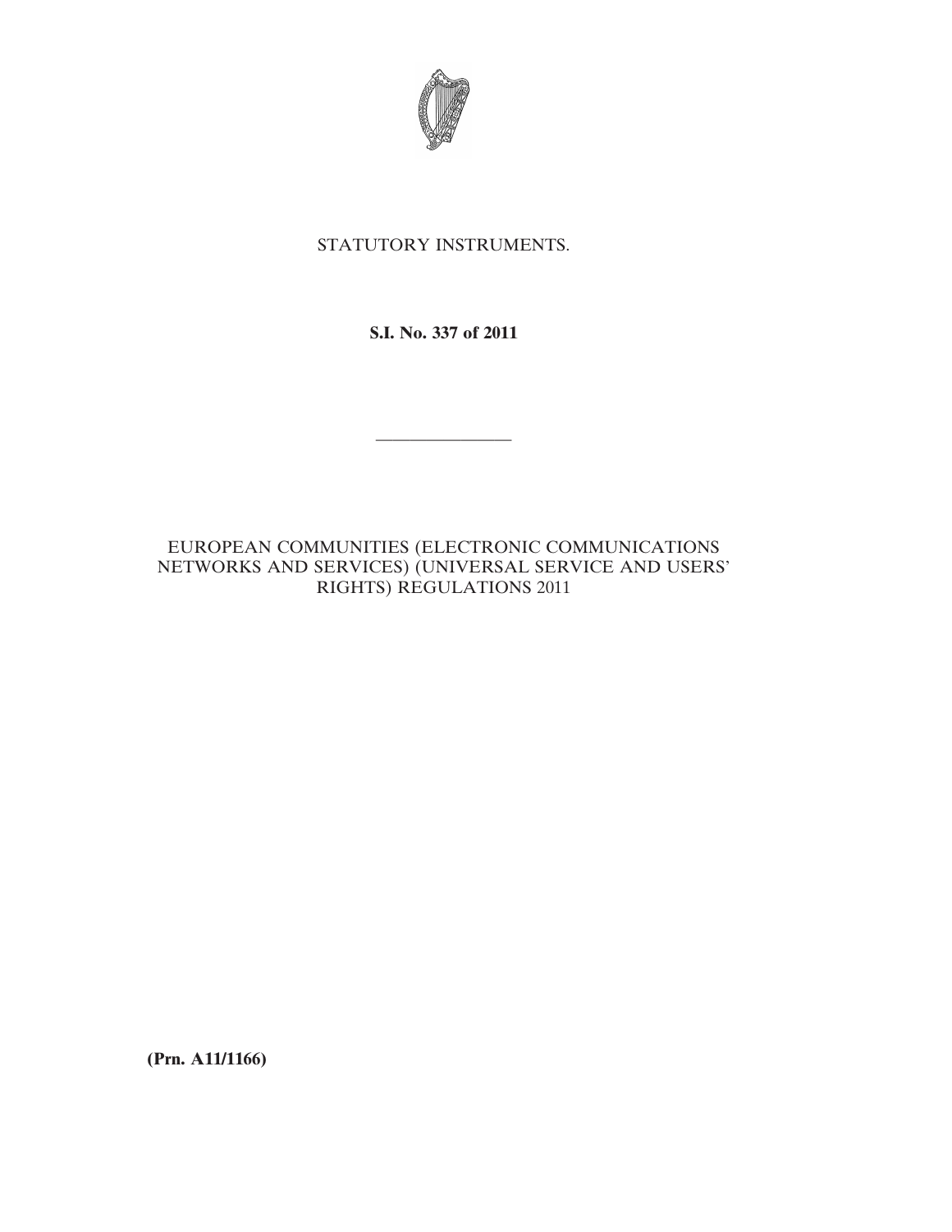STATUTORY INSTRUMENTS.

**S.I. No. 337 of 2011**

---

EUROPEAN COMMUNITIES (ELECTRONIC COMMUNICATIONS NETWORKS AND SERVICES) (UNIVERSAL SERVICE AND USERS' RIGHTS) REGULATIONS 2011

**(Prn. A11/1166)**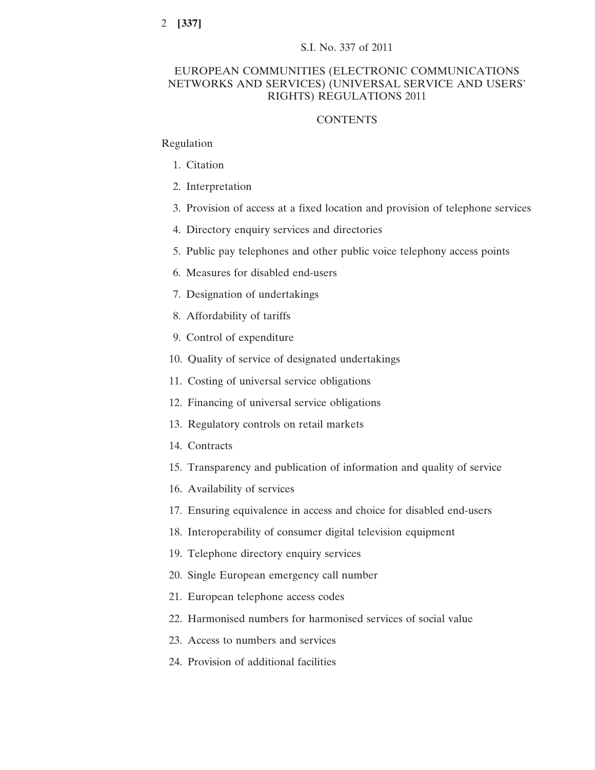S.I. No. 337 of 2011

# EUROPEAN COMMUNITIES (ELECTRONIC COMMUNICATIONS NETWORKS AND SERVICES) (UNIVERSAL SERVICE AND USERS' RIGHTS) REGULATIONS 2011

## CONTENTS

Regulation

1. Citation
2. Interpretation
3. Provision of access at a fixed location and provision of telephone services
4. Directory enquiry services and directories
5. Public pay telephones and other public voice telephony access points
6. Measures for disabled end-users
7. Designation of undertakings
8. Affordability of tariffs
9. Control of expenditure
10. Quality of service of designated undertakings
11. Costing of universal service obligations
12. Financing of universal service obligations
13. Regulatory controls on retail markets
14. Contracts
15. Transparency and publication of information and quality of service
16. Availability of services
17. Ensuring equivalence in access and choice for disabled end-users
18. Interoperability of consumer digital television equipment
19. Telephone directory enquiry services
20. Single European emergency call number
21. European telephone access codes
22. Harmonised numbers for harmonised services of social value
23. Access to numbers and services
24. Provision of additional facilities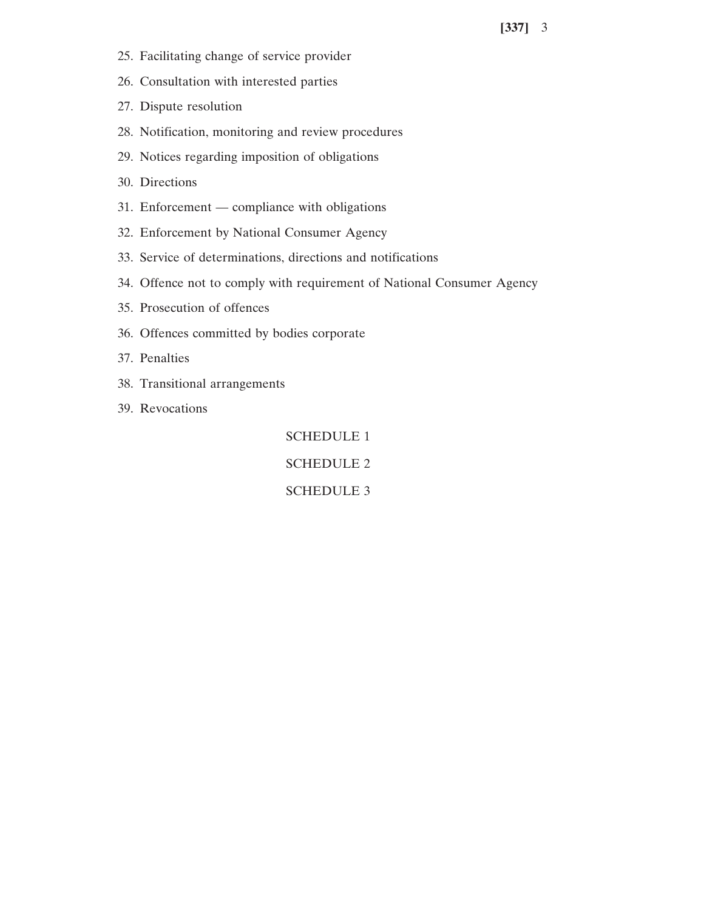25. Facilitating change of service provider
26. Consultation with interested parties
27. Dispute resolution
28. Notification, monitoring and review procedures
29. Notices regarding imposition of obligations
30. Directions
31. Enforcement — compliance with obligations
32. Enforcement by National Consumer Agency
33. Service of determinations, directions and notifications
34. Offence not to comply with requirement of National Consumer Agency
35. Prosecution of offences
36. Offences committed by bodies corporate
37. Penalties
38. Transitional arrangements
39. Revocations

SCHEDULE 1

SCHEDULE 2

SCHEDULE 3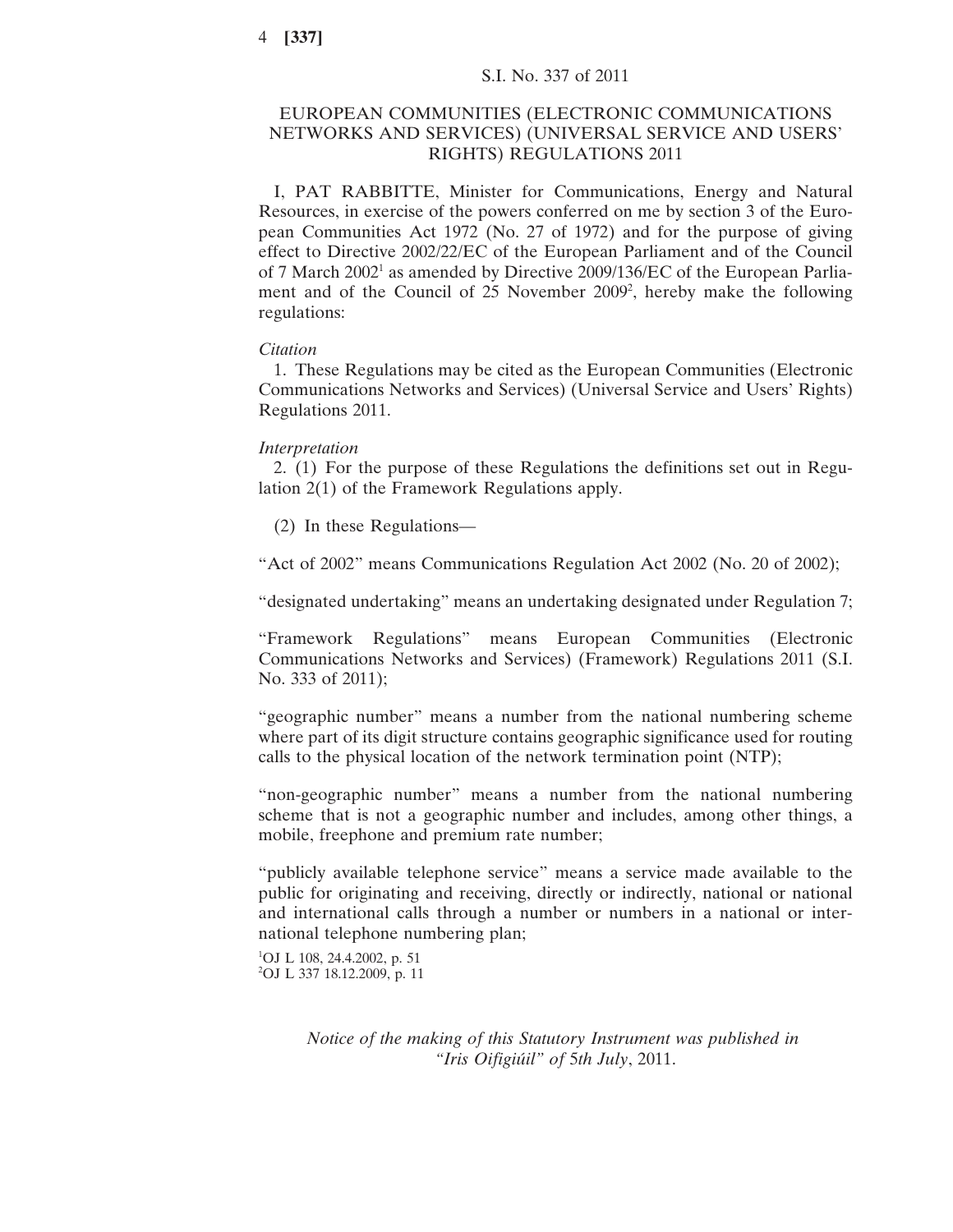S.I. No. 337 of 2011

# EUROPEAN COMMUNITIES (ELECTRONIC COMMUNICATIONS NETWORKS AND SERVICES) (UNIVERSAL SERVICE AND USERS' RIGHTS) REGULATIONS 2011

I, PAT RABBITTE, Minister for Communications, Energy and Natural Resources, in exercise of the powers conferred on me by section 3 of the European Communities Act 1972 (No. 27 of 1972) and for the purpose of giving effect to Directive 2002/22/EC of the European Parliament and of the Council of 7 March 2002[1] as amended by Directive 2009/136/EC of the European Parliament and of the Council of 25 November 2009[2], hereby make the following regulations:

*Citation*

1. These Regulations may be cited as the European Communities (Electronic Communications Networks and Services) (Universal Service and Users' Rights) Regulations 2011.

*Interpretation*

2. (1) For the purpose of these Regulations the definitions set out in Regulation 2(1) of the Framework Regulations apply.

(2) In these Regulations—

"Act of 2002" means Communications Regulation Act 2002 (No. 20 of 2002);

"designated undertaking" means an undertaking designated under Regulation 7;

"Framework Regulations" means European Communities (Electronic Communications Networks and Services) (Framework) Regulations 2011 (S.I. No. 333 of 2011);

"geographic number" means a number from the national numbering scheme where part of its digit structure contains geographic significance used for routing calls to the physical location of the network termination point (NTP);

"non-geographic number" means a number from the national numbering scheme that is not a geographic number and includes, among other things, a mobile, freephone and premium rate number;

"publicly available telephone service" means a service made available to the public for originating and receiving, directly or indirectly, national or national and international calls through a number or numbers in a national or international telephone numbering plan;

[1]OJ L 108, 24.4.2002, p. 51
[2]OJ L 337 18.12.2009, p. 11

*Notice of the making of this Statutory Instrument was published in "Iris Oifigiúil" of 5th July*, 2011.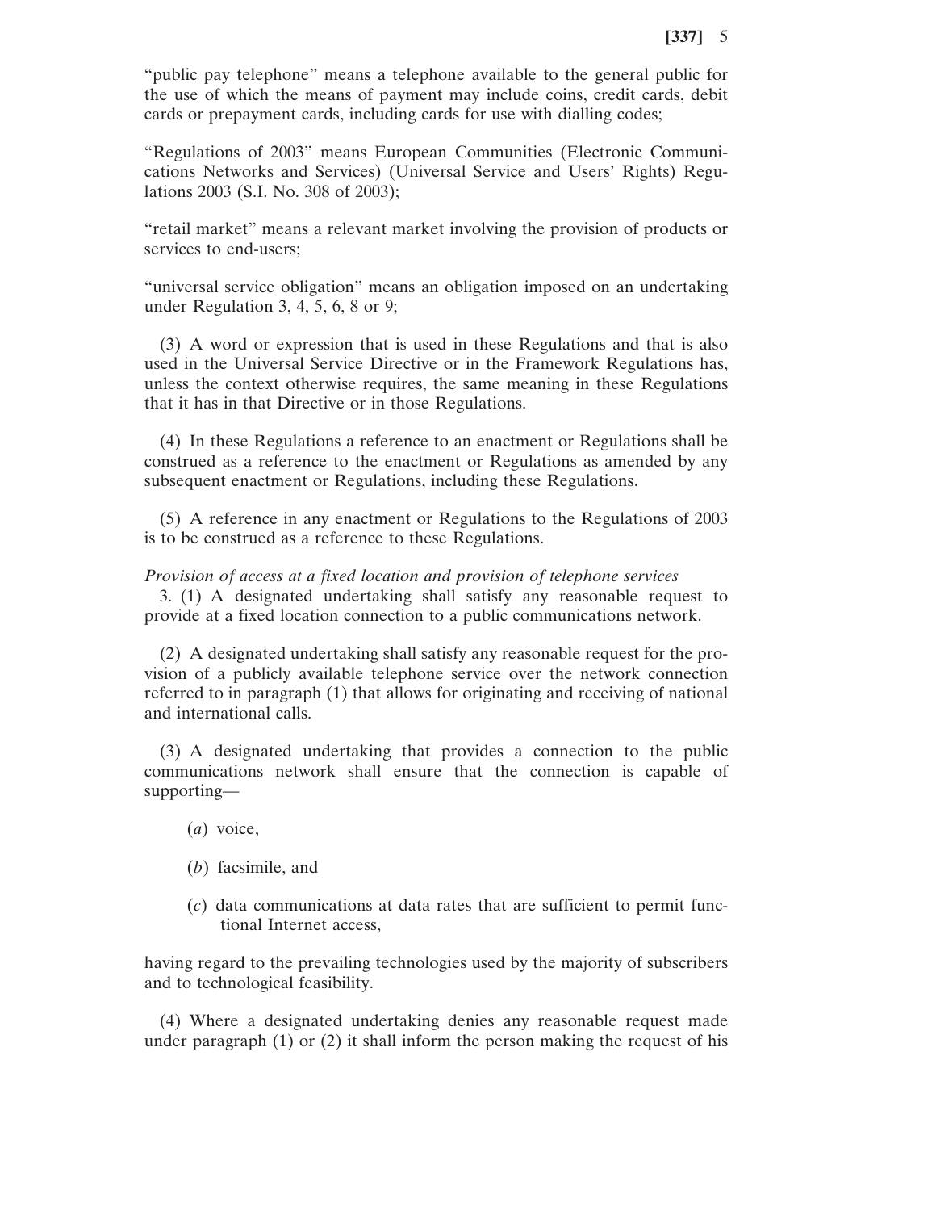"public pay telephone" means a telephone available to the general public for the use of which the means of payment may include coins, credit cards, debit cards or prepayment cards, including cards for use with dialling codes;

"Regulations of 2003" means European Communities (Electronic Communications Networks and Services) (Universal Service and Users' Rights) Regulations 2003 (S.I. No. 308 of 2003);

"retail market" means a relevant market involving the provision of products or services to end-users;

"universal service obligation" means an obligation imposed on an undertaking under Regulation 3, 4, 5, 6, 8 or 9;

(3) A word or expression that is used in these Regulations and that is also used in the Universal Service Directive or in the Framework Regulations has, unless the context otherwise requires, the same meaning in these Regulations that it has in that Directive or in those Regulations.

(4) In these Regulations a reference to an enactment or Regulations shall be construed as a reference to the enactment or Regulations as amended by any subsequent enactment or Regulations, including these Regulations.

(5) A reference in any enactment or Regulations to the Regulations of 2003 is to be construed as a reference to these Regulations.

*Provision of access at a fixed location and provision of telephone services*

3. (1) A designated undertaking shall satisfy any reasonable request to provide at a fixed location connection to a public communications network.

(2) A designated undertaking shall satisfy any reasonable request for the provision of a publicly available telephone service over the network connection referred to in paragraph (1) that allows for originating and receiving of national and international calls.

(3) A designated undertaking that provides a connection to the public communications network shall ensure that the connection is capable of supporting—

(*a*) voice,

(*b*) facsimile, and

(*c*) data communications at data rates that are sufficient to permit functional Internet access,

having regard to the prevailing technologies used by the majority of subscribers and to technological feasibility.

(4) Where a designated undertaking denies any reasonable request made under paragraph (1) or (2) it shall inform the person making the request of his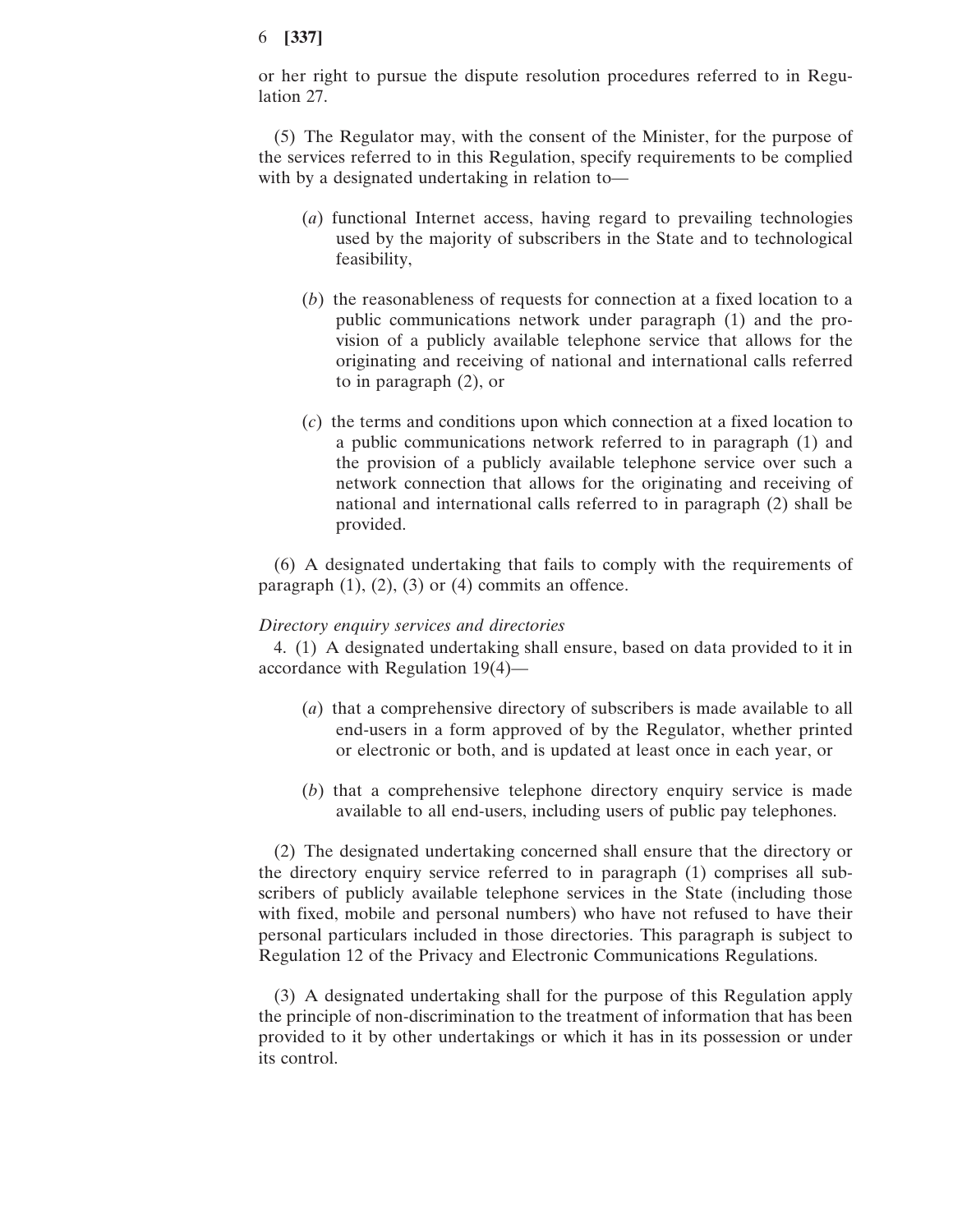or her right to pursue the dispute resolution procedures referred to in Regulation 27.

(5) The Regulator may, with the consent of the Minister, for the purpose of the services referred to in this Regulation, specify requirements to be complied with by a designated undertaking in relation to—

(*a*) functional Internet access, having regard to prevailing technologies used by the majority of subscribers in the State and to technological feasibility,

(*b*) the reasonableness of requests for connection at a fixed location to a public communications network under paragraph (1) and the provision of a publicly available telephone service that allows for the originating and receiving of national and international calls referred to in paragraph (2), or

(*c*) the terms and conditions upon which connection at a fixed location to a public communications network referred to in paragraph (1) and the provision of a publicly available telephone service over such a network connection that allows for the originating and receiving of national and international calls referred to in paragraph (2) shall be provided.

(6) A designated undertaking that fails to comply with the requirements of paragraph (1), (2), (3) or (4) commits an offence.

*Directory enquiry services and directories*

4. (1) A designated undertaking shall ensure, based on data provided to it in accordance with Regulation 19(4)—

(*a*) that a comprehensive directory of subscribers is made available to all end-users in a form approved of by the Regulator, whether printed or electronic or both, and is updated at least once in each year, or

(*b*) that a comprehensive telephone directory enquiry service is made available to all end-users, including users of public pay telephones.

(2) The designated undertaking concerned shall ensure that the directory or the directory enquiry service referred to in paragraph (1) comprises all subscribers of publicly available telephone services in the State (including those with fixed, mobile and personal numbers) who have not refused to have their personal particulars included in those directories. This paragraph is subject to Regulation 12 of the Privacy and Electronic Communications Regulations.

(3) A designated undertaking shall for the purpose of this Regulation apply the principle of non-discrimination to the treatment of information that has been provided to it by other undertakings or which it has in its possession or under its control.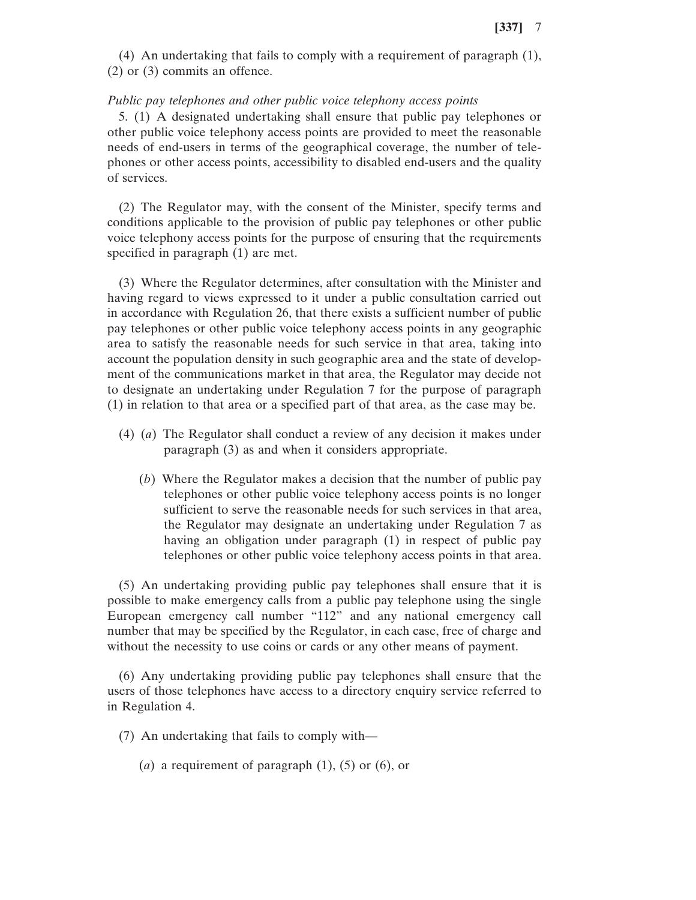(4) An undertaking that fails to comply with a requirement of paragraph (1), (2) or (3) commits an offence.

*Public pay telephones and other public voice telephony access points*

5. (1) A designated undertaking shall ensure that public pay telephones or other public voice telephony access points are provided to meet the reasonable needs of end-users in terms of the geographical coverage, the number of telephones or other access points, accessibility to disabled end-users and the quality of services.

(2) The Regulator may, with the consent of the Minister, specify terms and conditions applicable to the provision of public pay telephones or other public voice telephony access points for the purpose of ensuring that the requirements specified in paragraph (1) are met.

(3) Where the Regulator determines, after consultation with the Minister and having regard to views expressed to it under a public consultation carried out in accordance with Regulation 26, that there exists a sufficient number of public pay telephones or other public voice telephony access points in any geographic area to satisfy the reasonable needs for such service in that area, taking into account the population density in such geographic area and the state of development of the communications market in that area, the Regulator may decide not to designate an undertaking under Regulation 7 for the purpose of paragraph (1) in relation to that area or a specified part of that area, as the case may be.

(4) (*a*) The Regulator shall conduct a review of any decision it makes under paragraph (3) as and when it considers appropriate.

(*b*) Where the Regulator makes a decision that the number of public pay telephones or other public voice telephony access points is no longer sufficient to serve the reasonable needs for such services in that area, the Regulator may designate an undertaking under Regulation 7 as having an obligation under paragraph (1) in respect of public pay telephones or other public voice telephony access points in that area.

(5) An undertaking providing public pay telephones shall ensure that it is possible to make emergency calls from a public pay telephone using the single European emergency call number "112" and any national emergency call number that may be specified by the Regulator, in each case, free of charge and without the necessity to use coins or cards or any other means of payment.

(6) Any undertaking providing public pay telephones shall ensure that the users of those telephones have access to a directory enquiry service referred to in Regulation 4.

(7) An undertaking that fails to comply with—

(*a*) a requirement of paragraph (1), (5) or (6), or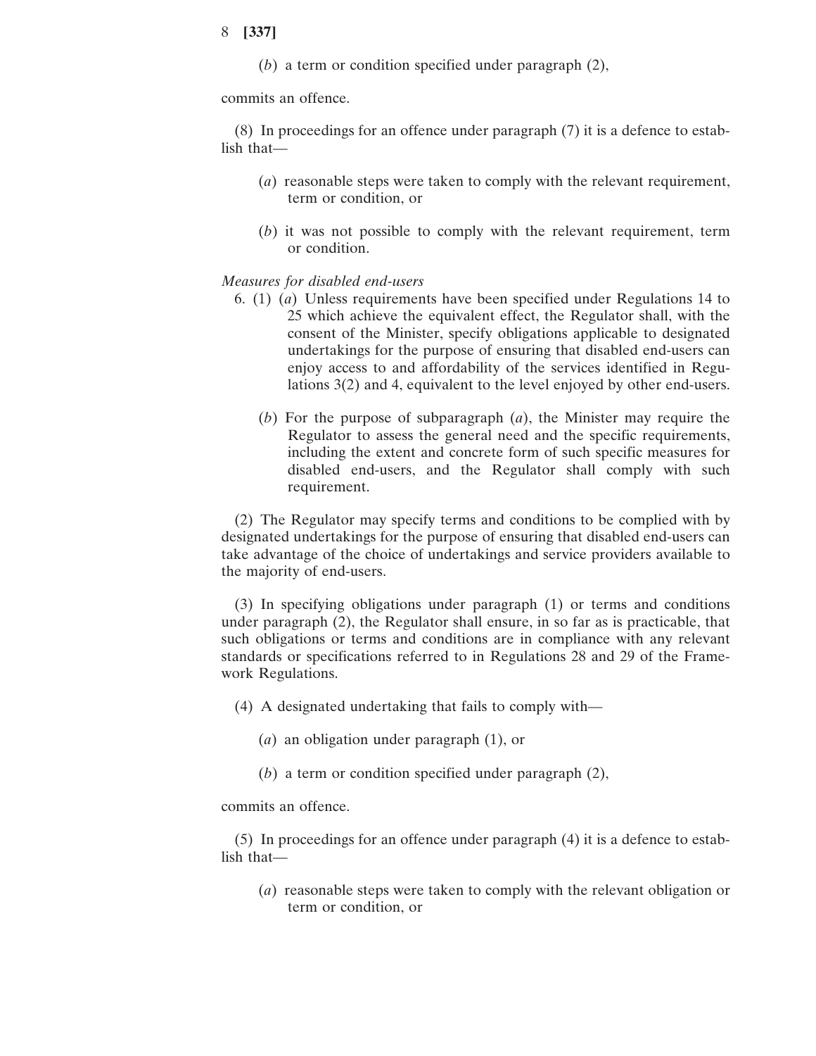(*b*) a term or condition specified under paragraph (2),

commits an offence.

(8) In proceedings for an offence under paragraph (7) it is a defence to establish that—

(*a*) reasonable steps were taken to comply with the relevant requirement, term or condition, or

(*b*) it was not possible to comply with the relevant requirement, term or condition.

*Measures for disabled end-users*

6. (1) (*a*) Unless requirements have been specified under Regulations 14 to 25 which achieve the equivalent effect, the Regulator shall, with the consent of the Minister, specify obligations applicable to designated undertakings for the purpose of ensuring that disabled end-users can enjoy access to and affordability of the services identified in Regulations 3(2) and 4, equivalent to the level enjoyed by other end-users.

(*b*) For the purpose of subparagraph (*a*), the Minister may require the Regulator to assess the general need and the specific requirements, including the extent and concrete form of such specific measures for disabled end-users, and the Regulator shall comply with such requirement.

(2) The Regulator may specify terms and conditions to be complied with by designated undertakings for the purpose of ensuring that disabled end-users can take advantage of the choice of undertakings and service providers available to the majority of end-users.

(3) In specifying obligations under paragraph (1) or terms and conditions under paragraph (2), the Regulator shall ensure, in so far as is practicable, that such obligations or terms and conditions are in compliance with any relevant standards or specifications referred to in Regulations 28 and 29 of the Framework Regulations.

(4) A designated undertaking that fails to comply with—

(*a*) an obligation under paragraph (1), or

(*b*) a term or condition specified under paragraph (2),

commits an offence.

(5) In proceedings for an offence under paragraph (4) it is a defence to establish that—

(*a*) reasonable steps were taken to comply with the relevant obligation or term or condition, or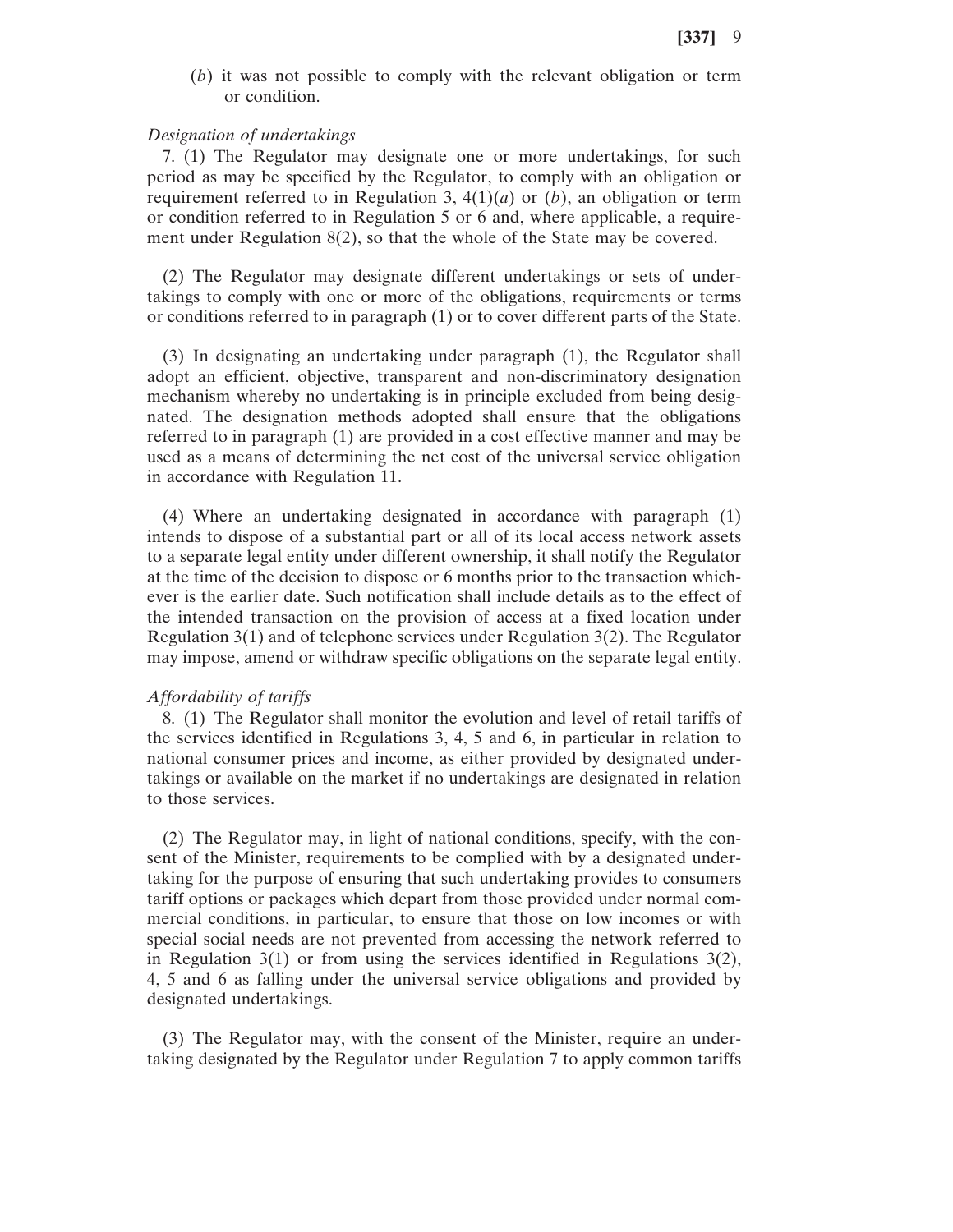(*b*) it was not possible to comply with the relevant obligation or term or condition.

*Designation of undertakings*

7. (1) The Regulator may designate one or more undertakings, for such period as may be specified by the Regulator, to comply with an obligation or requirement referred to in Regulation 3, 4(1)(*a*) or (*b*), an obligation or term or condition referred to in Regulation 5 or 6 and, where applicable, a requirement under Regulation 8(2), so that the whole of the State may be covered.

(2) The Regulator may designate different undertakings or sets of undertakings to comply with one or more of the obligations, requirements or terms or conditions referred to in paragraph (1) or to cover different parts of the State.

(3) In designating an undertaking under paragraph (1), the Regulator shall adopt an efficient, objective, transparent and non-discriminatory designation mechanism whereby no undertaking is in principle excluded from being designated. The designation methods adopted shall ensure that the obligations referred to in paragraph (1) are provided in a cost effective manner and may be used as a means of determining the net cost of the universal service obligation in accordance with Regulation 11.

(4) Where an undertaking designated in accordance with paragraph (1) intends to dispose of a substantial part or all of its local access network assets to a separate legal entity under different ownership, it shall notify the Regulator at the time of the decision to dispose or 6 months prior to the transaction whichever is the earlier date. Such notification shall include details as to the effect of the intended transaction on the provision of access at a fixed location under Regulation 3(1) and of telephone services under Regulation 3(2). The Regulator may impose, amend or withdraw specific obligations on the separate legal entity.

*Affordability of tariffs*

8. (1) The Regulator shall monitor the evolution and level of retail tariffs of the services identified in Regulations 3, 4, 5 and 6, in particular in relation to national consumer prices and income, as either provided by designated undertakings or available on the market if no undertakings are designated in relation to those services.

(2) The Regulator may, in light of national conditions, specify, with the consent of the Minister, requirements to be complied with by a designated undertaking for the purpose of ensuring that such undertaking provides to consumers tariff options or packages which depart from those provided under normal commercial conditions, in particular, to ensure that those on low incomes or with special social needs are not prevented from accessing the network referred to in Regulation 3(1) or from using the services identified in Regulations 3(2), 4, 5 and 6 as falling under the universal service obligations and provided by designated undertakings.

(3) The Regulator may, with the consent of the Minister, require an undertaking designated by the Regulator under Regulation 7 to apply common tariffs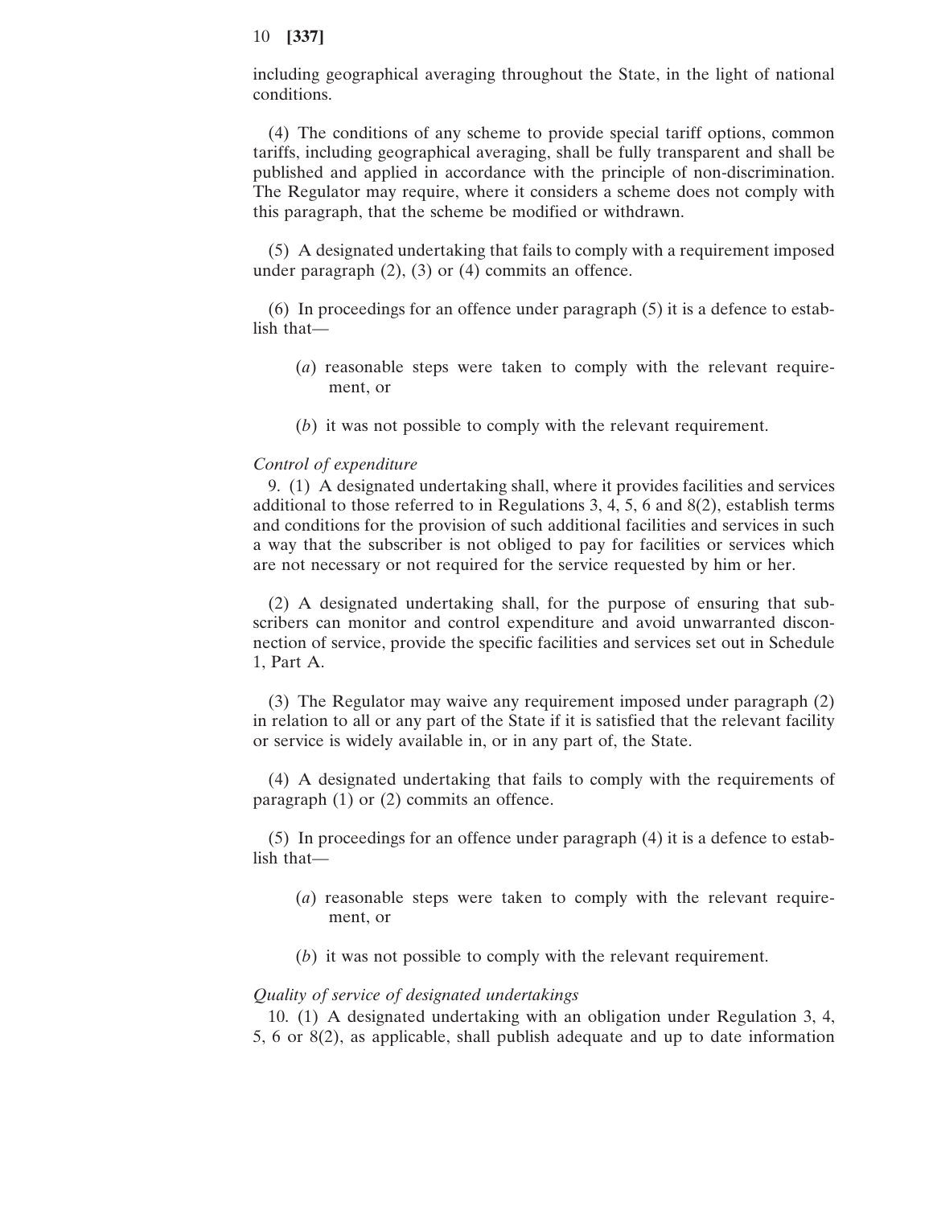including geographical averaging throughout the State, in the light of national conditions.

(4) The conditions of any scheme to provide special tariff options, common tariffs, including geographical averaging, shall be fully transparent and shall be published and applied in accordance with the principle of non-discrimination. The Regulator may require, where it considers a scheme does not comply with this paragraph, that the scheme be modified or withdrawn.

(5) A designated undertaking that fails to comply with a requirement imposed under paragraph (2), (3) or (4) commits an offence.

(6) In proceedings for an offence under paragraph (5) it is a defence to establish that—

(*a*) reasonable steps were taken to comply with the relevant requirement, or

(*b*) it was not possible to comply with the relevant requirement.

*Control of expenditure*

9. (1) A designated undertaking shall, where it provides facilities and services additional to those referred to in Regulations 3, 4, 5, 6 and 8(2), establish terms and conditions for the provision of such additional facilities and services in such a way that the subscriber is not obliged to pay for facilities or services which are not necessary or not required for the service requested by him or her.

(2) A designated undertaking shall, for the purpose of ensuring that subscribers can monitor and control expenditure and avoid unwarranted disconnection of service, provide the specific facilities and services set out in Schedule 1, Part A.

(3) The Regulator may waive any requirement imposed under paragraph (2) in relation to all or any part of the State if it is satisfied that the relevant facility or service is widely available in, or in any part of, the State.

(4) A designated undertaking that fails to comply with the requirements of paragraph (1) or (2) commits an offence.

(5) In proceedings for an offence under paragraph (4) it is a defence to establish that—

(*a*) reasonable steps were taken to comply with the relevant requirement, or

(*b*) it was not possible to comply with the relevant requirement.

*Quality of service of designated undertakings*

10. (1) A designated undertaking with an obligation under Regulation 3, 4, 5, 6 or 8(2), as applicable, shall publish adequate and up to date information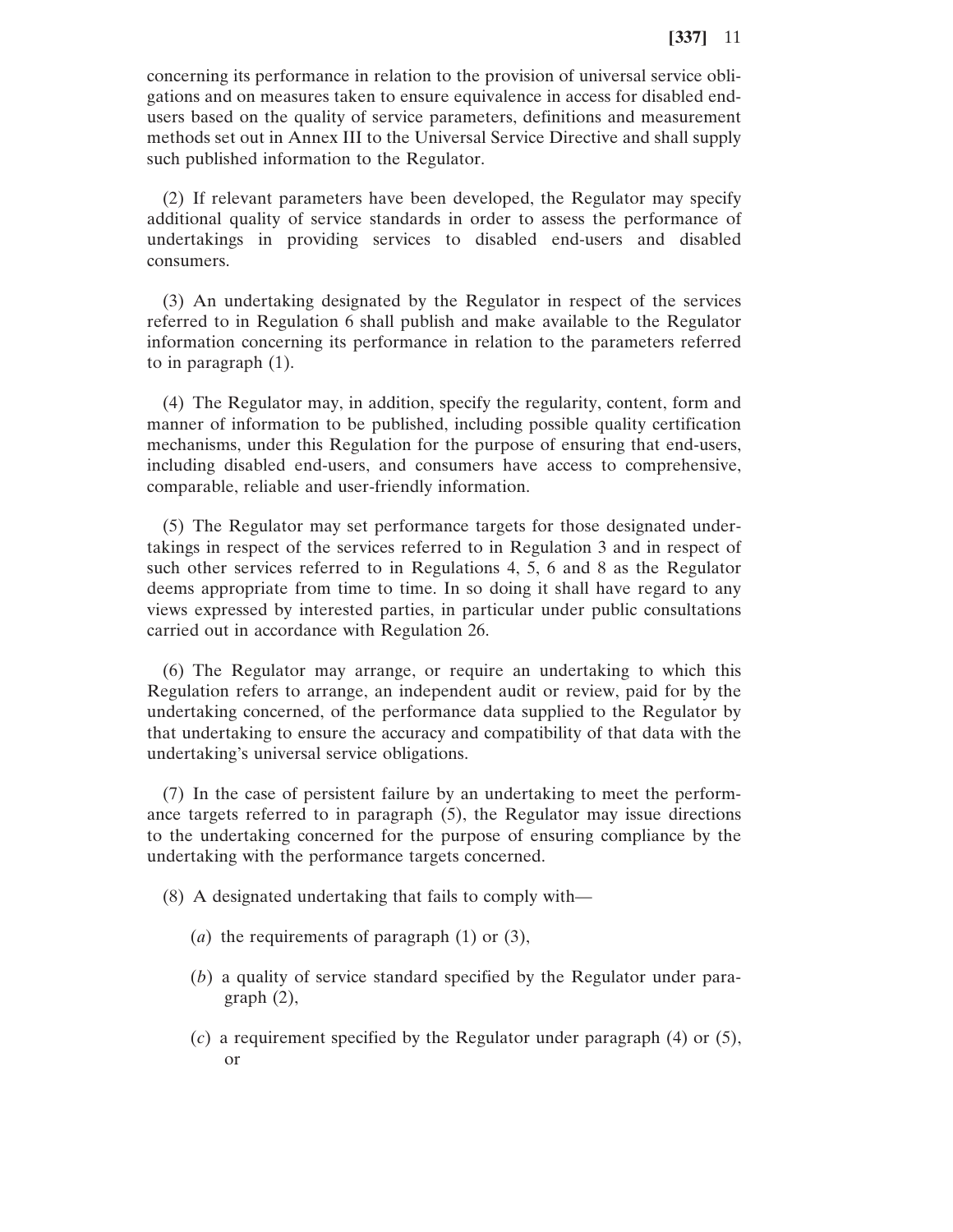concerning its performance in relation to the provision of universal service obligations and on measures taken to ensure equivalence in access for disabled end-users based on the quality of service parameters, definitions and measurement methods set out in Annex III to the Universal Service Directive and shall supply such published information to the Regulator.

(2) If relevant parameters have been developed, the Regulator may specify additional quality of service standards in order to assess the performance of undertakings in providing services to disabled end-users and disabled consumers.

(3) An undertaking designated by the Regulator in respect of the services referred to in Regulation 6 shall publish and make available to the Regulator information concerning its performance in relation to the parameters referred to in paragraph (1).

(4) The Regulator may, in addition, specify the regularity, content, form and manner of information to be published, including possible quality certification mechanisms, under this Regulation for the purpose of ensuring that end-users, including disabled end-users, and consumers have access to comprehensive, comparable, reliable and user-friendly information.

(5) The Regulator may set performance targets for those designated undertakings in respect of the services referred to in Regulation 3 and in respect of such other services referred to in Regulations 4, 5, 6 and 8 as the Regulator deems appropriate from time to time. In so doing it shall have regard to any views expressed by interested parties, in particular under public consultations carried out in accordance with Regulation 26.

(6) The Regulator may arrange, or require an undertaking to which this Regulation refers to arrange, an independent audit or review, paid for by the undertaking concerned, of the performance data supplied to the Regulator by that undertaking to ensure the accuracy and compatibility of that data with the undertaking's universal service obligations.

(7) In the case of persistent failure by an undertaking to meet the performance targets referred to in paragraph (5), the Regulator may issue directions to the undertaking concerned for the purpose of ensuring compliance by the undertaking with the performance targets concerned.

(8) A designated undertaking that fails to comply with—

(*a*) the requirements of paragraph (1) or (3),

(*b*) a quality of service standard specified by the Regulator under paragraph (2),

(*c*) a requirement specified by the Regulator under paragraph (4) or (5), or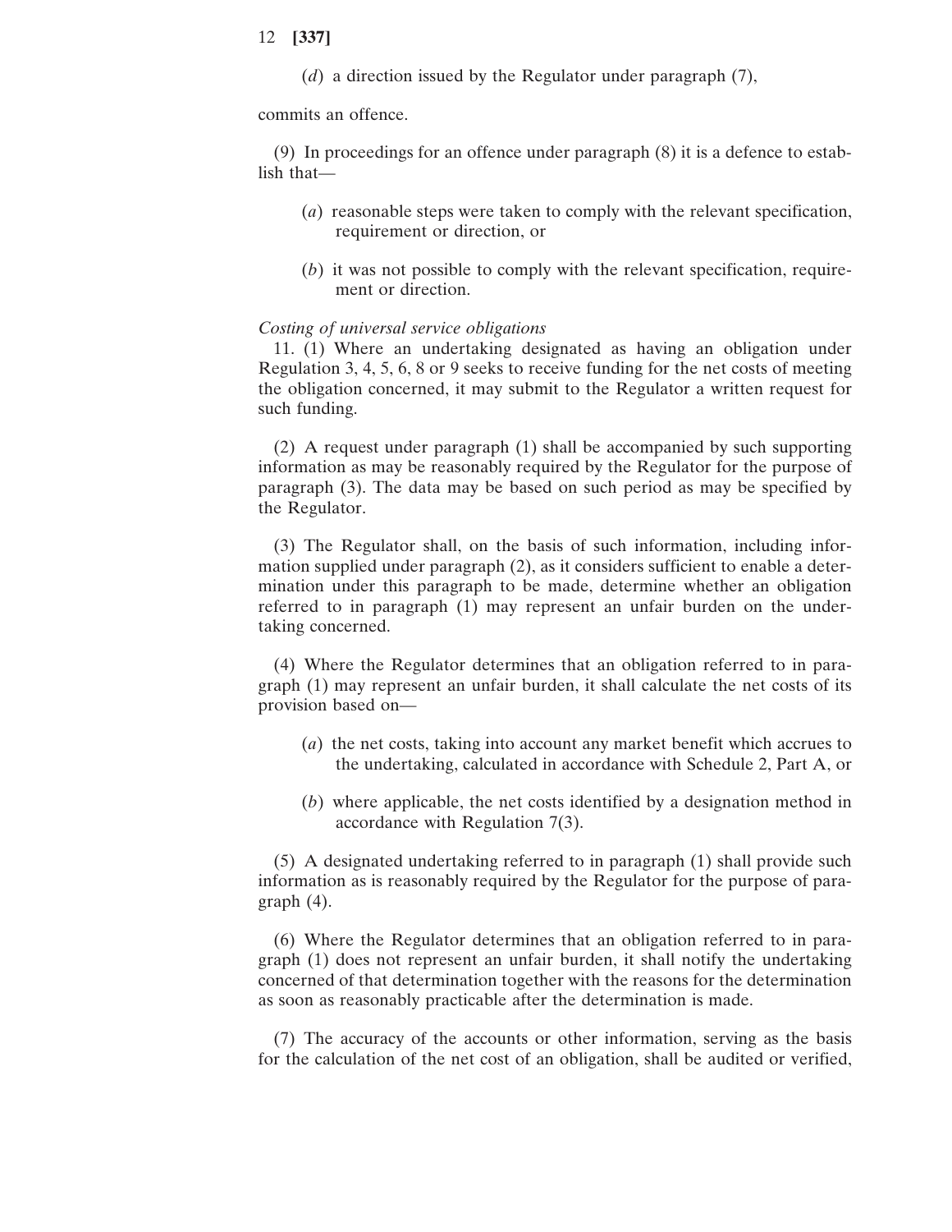(*d*) a direction issued by the Regulator under paragraph (7),

commits an offence.

(9) In proceedings for an offence under paragraph (8) it is a defence to establish that—

(*a*) reasonable steps were taken to comply with the relevant specification, requirement or direction, or

(*b*) it was not possible to comply with the relevant specification, requirement or direction.

*Costing of universal service obligations*

11. (1) Where an undertaking designated as having an obligation under Regulation 3, 4, 5, 6, 8 or 9 seeks to receive funding for the net costs of meeting the obligation concerned, it may submit to the Regulator a written request for such funding.

(2) A request under paragraph (1) shall be accompanied by such supporting information as may be reasonably required by the Regulator for the purpose of paragraph (3). The data may be based on such period as may be specified by the Regulator.

(3) The Regulator shall, on the basis of such information, including information supplied under paragraph (2), as it considers sufficient to enable a determination under this paragraph to be made, determine whether an obligation referred to in paragraph (1) may represent an unfair burden on the undertaking concerned.

(4) Where the Regulator determines that an obligation referred to in paragraph (1) may represent an unfair burden, it shall calculate the net costs of its provision based on—

(*a*) the net costs, taking into account any market benefit which accrues to the undertaking, calculated in accordance with Schedule 2, Part A, or

(*b*) where applicable, the net costs identified by a designation method in accordance with Regulation 7(3).

(5) A designated undertaking referred to in paragraph (1) shall provide such information as is reasonably required by the Regulator for the purpose of paragraph (4).

(6) Where the Regulator determines that an obligation referred to in paragraph (1) does not represent an unfair burden, it shall notify the undertaking concerned of that determination together with the reasons for the determination as soon as reasonably practicable after the determination is made.

(7) The accuracy of the accounts or other information, serving as the basis for the calculation of the net cost of an obligation, shall be audited or verified,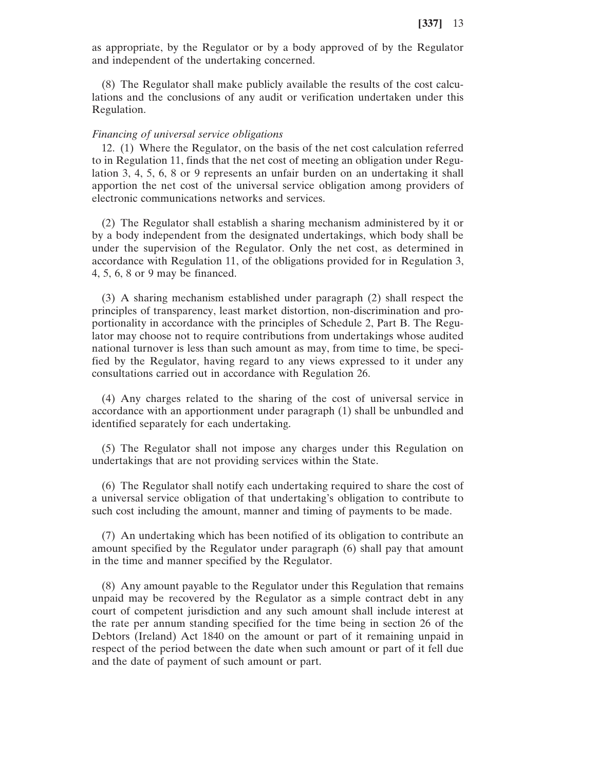as appropriate, by the Regulator or by a body approved of by the Regulator and independent of the undertaking concerned.

(8) The Regulator shall make publicly available the results of the cost calculations and the conclusions of any audit or verification undertaken under this Regulation.

*Financing of universal service obligations*

12. (1) Where the Regulator, on the basis of the net cost calculation referred to in Regulation 11, finds that the net cost of meeting an obligation under Regulation 3, 4, 5, 6, 8 or 9 represents an unfair burden on an undertaking it shall apportion the net cost of the universal service obligation among providers of electronic communications networks and services.

(2) The Regulator shall establish a sharing mechanism administered by it or by a body independent from the designated undertakings, which body shall be under the supervision of the Regulator. Only the net cost, as determined in accordance with Regulation 11, of the obligations provided for in Regulation 3, 4, 5, 6, 8 or 9 may be financed.

(3) A sharing mechanism established under paragraph (2) shall respect the principles of transparency, least market distortion, non-discrimination and proportionality in accordance with the principles of Schedule 2, Part B. The Regulator may choose not to require contributions from undertakings whose audited national turnover is less than such amount as may, from time to time, be specified by the Regulator, having regard to any views expressed to it under any consultations carried out in accordance with Regulation 26.

(4) Any charges related to the sharing of the cost of universal service in accordance with an apportionment under paragraph (1) shall be unbundled and identified separately for each undertaking.

(5) The Regulator shall not impose any charges under this Regulation on undertakings that are not providing services within the State.

(6) The Regulator shall notify each undertaking required to share the cost of a universal service obligation of that undertaking's obligation to contribute to such cost including the amount, manner and timing of payments to be made.

(7) An undertaking which has been notified of its obligation to contribute an amount specified by the Regulator under paragraph (6) shall pay that amount in the time and manner specified by the Regulator.

(8) Any amount payable to the Regulator under this Regulation that remains unpaid may be recovered by the Regulator as a simple contract debt in any court of competent jurisdiction and any such amount shall include interest at the rate per annum standing specified for the time being in section 26 of the Debtors (Ireland) Act 1840 on the amount or part of it remaining unpaid in respect of the period between the date when such amount or part of it fell due and the date of payment of such amount or part.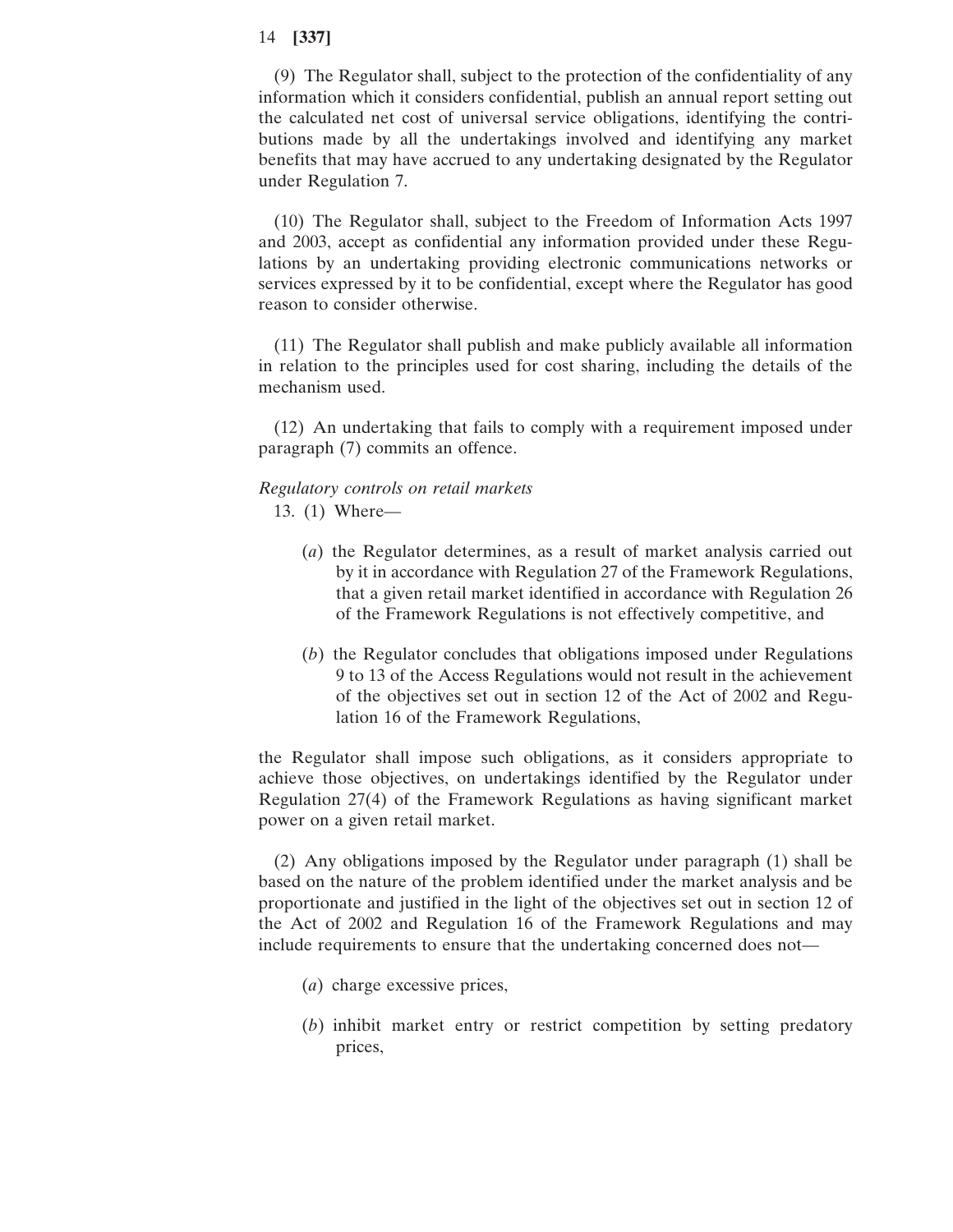(9) The Regulator shall, subject to the protection of the confidentiality of any information which it considers confidential, publish an annual report setting out the calculated net cost of universal service obligations, identifying the contributions made by all the undertakings involved and identifying any market benefits that may have accrued to any undertaking designated by the Regulator under Regulation 7.

(10) The Regulator shall, subject to the Freedom of Information Acts 1997 and 2003, accept as confidential any information provided under these Regulations by an undertaking providing electronic communications networks or services expressed by it to be confidential, except where the Regulator has good reason to consider otherwise.

(11) The Regulator shall publish and make publicly available all information in relation to the principles used for cost sharing, including the details of the mechanism used.

(12) An undertaking that fails to comply with a requirement imposed under paragraph (7) commits an offence.

*Regulatory controls on retail markets*

13. (1) Where—

- (*a*) the Regulator determines, as a result of market analysis carried out by it in accordance with Regulation 27 of the Framework Regulations, that a given retail market identified in accordance with Regulation 26 of the Framework Regulations is not effectively competitive, and

- (*b*) the Regulator concludes that obligations imposed under Regulations 9 to 13 of the Access Regulations would not result in the achievement of the objectives set out in section 12 of the Act of 2002 and Regulation 16 of the Framework Regulations,

the Regulator shall impose such obligations, as it considers appropriate to achieve those objectives, on undertakings identified by the Regulator under Regulation 27(4) of the Framework Regulations as having significant market power on a given retail market.

(2) Any obligations imposed by the Regulator under paragraph (1) shall be based on the nature of the problem identified under the market analysis and be proportionate and justified in the light of the objectives set out in section 12 of the Act of 2002 and Regulation 16 of the Framework Regulations and may include requirements to ensure that the undertaking concerned does not—

- (*a*) charge excessive prices,

- (*b*) inhibit market entry or restrict competition by setting predatory prices,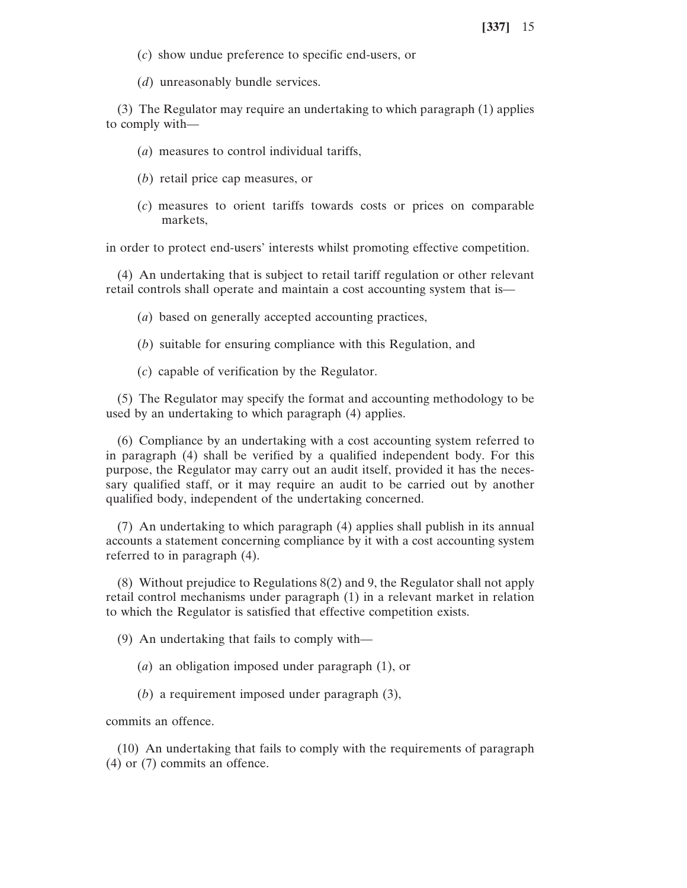(*c*) show undue preference to specific end-users, or

(*d*) unreasonably bundle services.

(3) The Regulator may require an undertaking to which paragraph (1) applies to comply with—

(*a*) measures to control individual tariffs,

(*b*) retail price cap measures, or

(*c*) measures to orient tariffs towards costs or prices on comparable markets,

in order to protect end-users' interests whilst promoting effective competition.

(4) An undertaking that is subject to retail tariff regulation or other relevant retail controls shall operate and maintain a cost accounting system that is—

(*a*) based on generally accepted accounting practices,

(*b*) suitable for ensuring compliance with this Regulation, and

(*c*) capable of verification by the Regulator.

(5) The Regulator may specify the format and accounting methodology to be used by an undertaking to which paragraph (4) applies.

(6) Compliance by an undertaking with a cost accounting system referred to in paragraph (4) shall be verified by a qualified independent body. For this purpose, the Regulator may carry out an audit itself, provided it has the necessary qualified staff, or it may require an audit to be carried out by another qualified body, independent of the undertaking concerned.

(7) An undertaking to which paragraph (4) applies shall publish in its annual accounts a statement concerning compliance by it with a cost accounting system referred to in paragraph (4).

(8) Without prejudice to Regulations 8(2) and 9, the Regulator shall not apply retail control mechanisms under paragraph (1) in a relevant market in relation to which the Regulator is satisfied that effective competition exists.

(9) An undertaking that fails to comply with—

(*a*) an obligation imposed under paragraph (1), or

(*b*) a requirement imposed under paragraph (3),

commits an offence.

(10) An undertaking that fails to comply with the requirements of paragraph (4) or (7) commits an offence.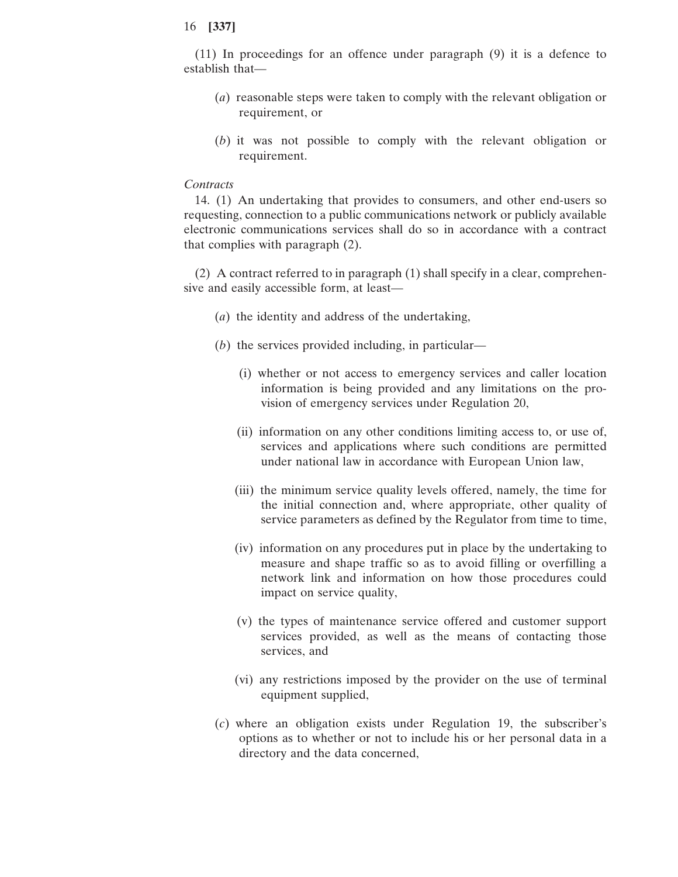(11) In proceedings for an offence under paragraph (9) it is a defence to establish that—

(*a*) reasonable steps were taken to comply with the relevant obligation or requirement, or

(*b*) it was not possible to comply with the relevant obligation or requirement.

*Contracts*

14. (1) An undertaking that provides to consumers, and other end-users so requesting, connection to a public communications network or publicly available electronic communications services shall do so in accordance with a contract that complies with paragraph (2).

(2) A contract referred to in paragraph (1) shall specify in a clear, comprehensive and easily accessible form, at least—

(*a*) the identity and address of the undertaking,

(*b*) the services provided including, in particular—

(i) whether or not access to emergency services and caller location information is being provided and any limitations on the provision of emergency services under Regulation 20,

(ii) information on any other conditions limiting access to, or use of, services and applications where such conditions are permitted under national law in accordance with European Union law,

(iii) the minimum service quality levels offered, namely, the time for the initial connection and, where appropriate, other quality of service parameters as defined by the Regulator from time to time,

(iv) information on any procedures put in place by the undertaking to measure and shape traffic so as to avoid filling or overfilling a network link and information on how those procedures could impact on service quality,

(v) the types of maintenance service offered and customer support services provided, as well as the means of contacting those services, and

(vi) any restrictions imposed by the provider on the use of terminal equipment supplied,

(*c*) where an obligation exists under Regulation 19, the subscriber's options as to whether or not to include his or her personal data in a directory and the data concerned,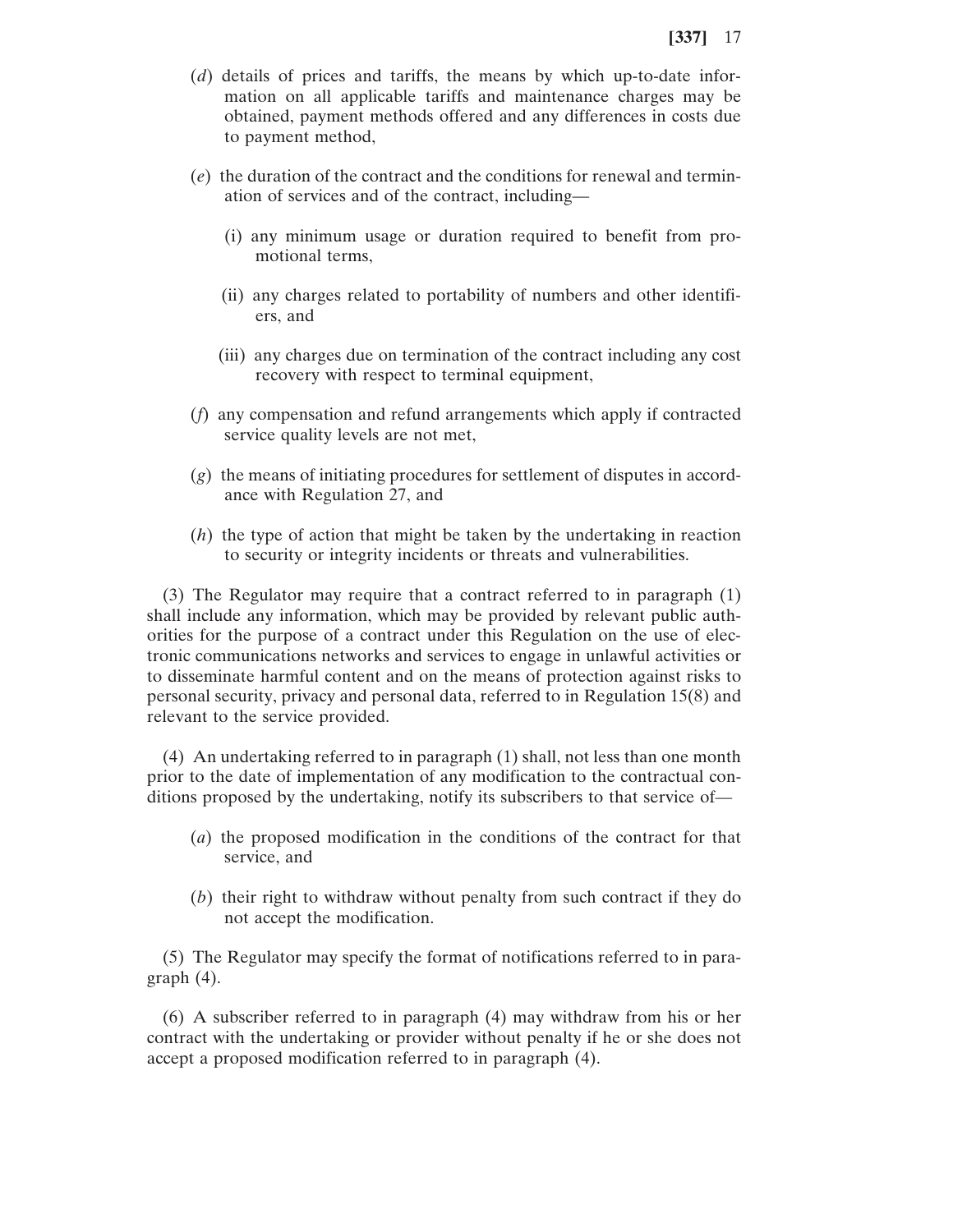(*d*) details of prices and tariffs, the means by which up-to-date information on all applicable tariffs and maintenance charges may be obtained, payment methods offered and any differences in costs due to payment method,

(*e*) the duration of the contract and the conditions for renewal and termination of services and of the contract, including—

(i) any minimum usage or duration required to benefit from promotional terms,

(ii) any charges related to portability of numbers and other identifiers, and

(iii) any charges due on termination of the contract including any cost recovery with respect to terminal equipment,

(*f*) any compensation and refund arrangements which apply if contracted service quality levels are not met,

(*g*) the means of initiating procedures for settlement of disputes in accordance with Regulation 27, and

(*h*) the type of action that might be taken by the undertaking in reaction to security or integrity incidents or threats and vulnerabilities.

(3) The Regulator may require that a contract referred to in paragraph (1) shall include any information, which may be provided by relevant public authorities for the purpose of a contract under this Regulation on the use of electronic communications networks and services to engage in unlawful activities or to disseminate harmful content and on the means of protection against risks to personal security, privacy and personal data, referred to in Regulation 15(8) and relevant to the service provided.

(4) An undertaking referred to in paragraph (1) shall, not less than one month prior to the date of implementation of any modification to the contractual conditions proposed by the undertaking, notify its subscribers to that service of—

(*a*) the proposed modification in the conditions of the contract for that service, and

(*b*) their right to withdraw without penalty from such contract if they do not accept the modification.

(5) The Regulator may specify the format of notifications referred to in paragraph (4).

(6) A subscriber referred to in paragraph (4) may withdraw from his or her contract with the undertaking or provider without penalty if he or she does not accept a proposed modification referred to in paragraph (4).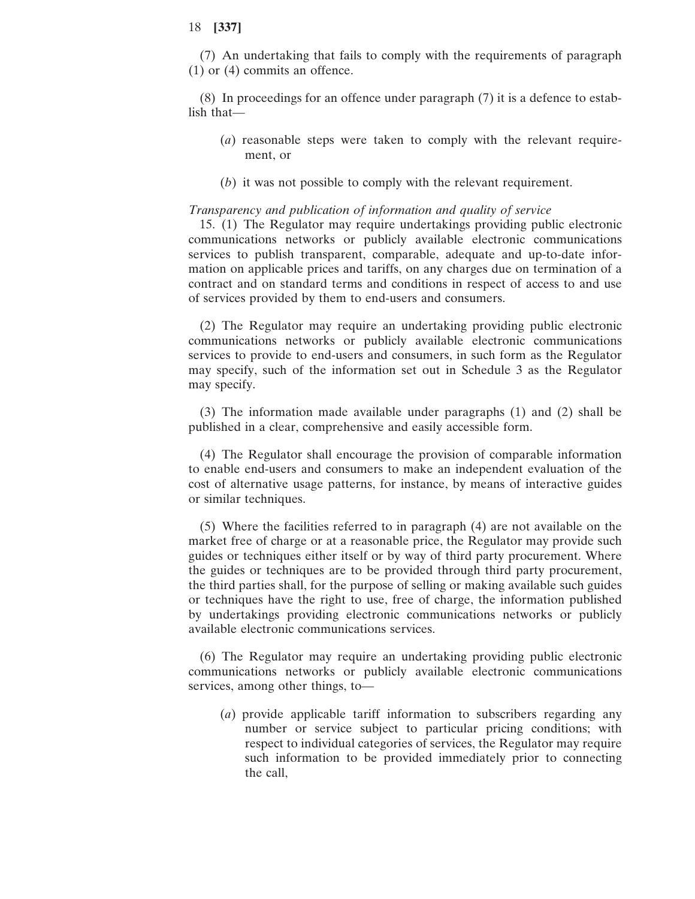(7) An undertaking that fails to comply with the requirements of paragraph (1) or (4) commits an offence.

(8) In proceedings for an offence under paragraph (7) it is a defence to establish that—

(*a*) reasonable steps were taken to comply with the relevant requirement, or

(*b*) it was not possible to comply with the relevant requirement.

*Transparency and publication of information and quality of service*

15. (1) The Regulator may require undertakings providing public electronic communications networks or publicly available electronic communications services to publish transparent, comparable, adequate and up-to-date information on applicable prices and tariffs, on any charges due on termination of a contract and on standard terms and conditions in respect of access to and use of services provided by them to end-users and consumers.

(2) The Regulator may require an undertaking providing public electronic communications networks or publicly available electronic communications services to provide to end-users and consumers, in such form as the Regulator may specify, such of the information set out in Schedule 3 as the Regulator may specify.

(3) The information made available under paragraphs (1) and (2) shall be published in a clear, comprehensive and easily accessible form.

(4) The Regulator shall encourage the provision of comparable information to enable end-users and consumers to make an independent evaluation of the cost of alternative usage patterns, for instance, by means of interactive guides or similar techniques.

(5) Where the facilities referred to in paragraph (4) are not available on the market free of charge or at a reasonable price, the Regulator may provide such guides or techniques either itself or by way of third party procurement. Where the guides or techniques are to be provided through third party procurement, the third parties shall, for the purpose of selling or making available such guides or techniques have the right to use, free of charge, the information published by undertakings providing electronic communications networks or publicly available electronic communications services.

(6) The Regulator may require an undertaking providing public electronic communications networks or publicly available electronic communications services, among other things, to—

(*a*) provide applicable tariff information to subscribers regarding any number or service subject to particular pricing conditions; with respect to individual categories of services, the Regulator may require such information to be provided immediately prior to connecting the call,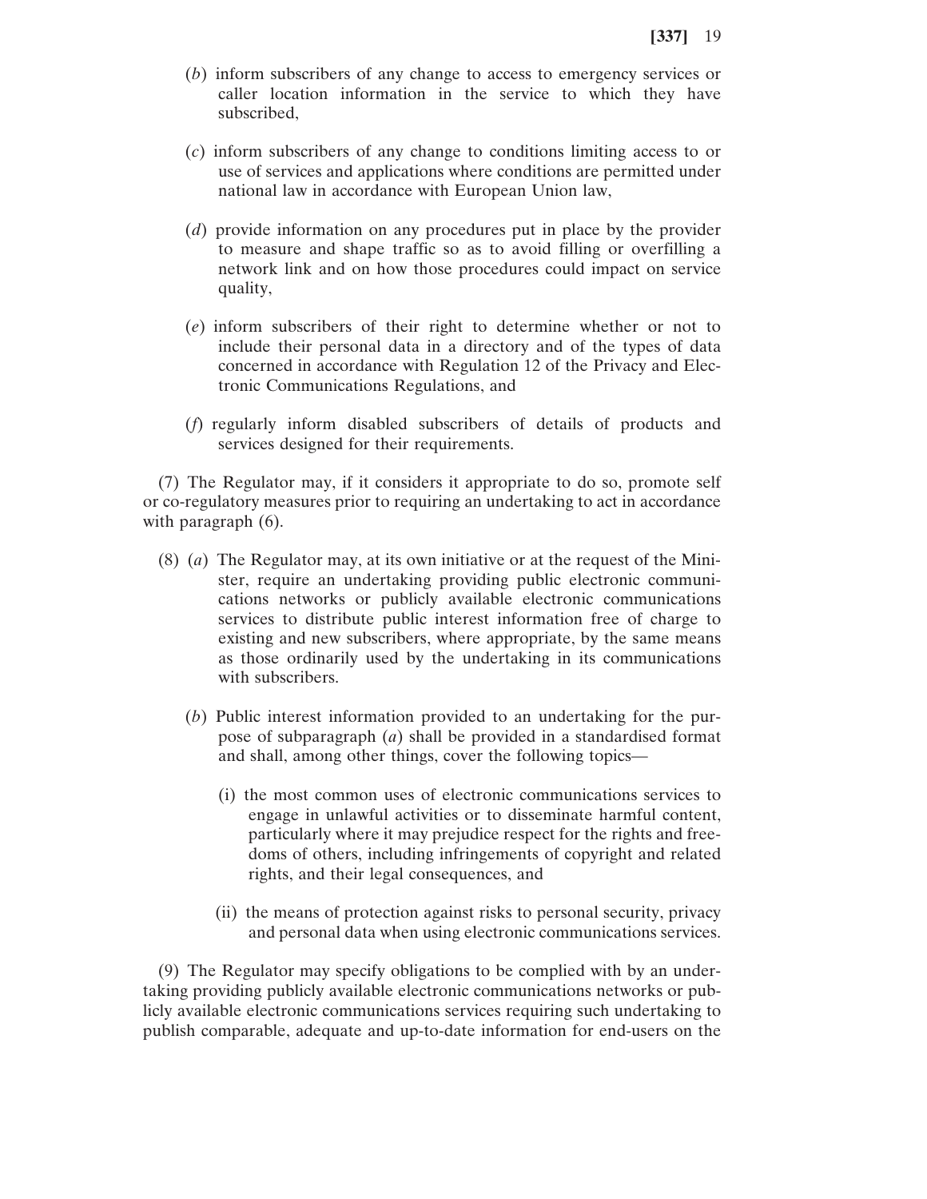(*b*) inform subscribers of any change to access to emergency services or caller location information in the service to which they have subscribed,

(*c*) inform subscribers of any change to conditions limiting access to or use of services and applications where conditions are permitted under national law in accordance with European Union law,

(*d*) provide information on any procedures put in place by the provider to measure and shape traffic so as to avoid filling or overfilling a network link and on how those procedures could impact on service quality,

(*e*) inform subscribers of their right to determine whether or not to include their personal data in a directory and of the types of data concerned in accordance with Regulation 12 of the Privacy and Electronic Communications Regulations, and

(*f*) regularly inform disabled subscribers of details of products and services designed for their requirements.

(7) The Regulator may, if it considers it appropriate to do so, promote self or co-regulatory measures prior to requiring an undertaking to act in accordance with paragraph (6).

(8) (*a*) The Regulator may, at its own initiative or at the request of the Minister, require an undertaking providing public electronic communications networks or publicly available electronic communications services to distribute public interest information free of charge to existing and new subscribers, where appropriate, by the same means as those ordinarily used by the undertaking in its communications with subscribers.

(*b*) Public interest information provided to an undertaking for the purpose of subparagraph (*a*) shall be provided in a standardised format and shall, among other things, cover the following topics—

(i) the most common uses of electronic communications services to engage in unlawful activities or to disseminate harmful content, particularly where it may prejudice respect for the rights and freedoms of others, including infringements of copyright and related rights, and their legal consequences, and

(ii) the means of protection against risks to personal security, privacy and personal data when using electronic communications services.

(9) The Regulator may specify obligations to be complied with by an undertaking providing publicly available electronic communications networks or publicly available electronic communications services requiring such undertaking to publish comparable, adequate and up-to-date information for end-users on the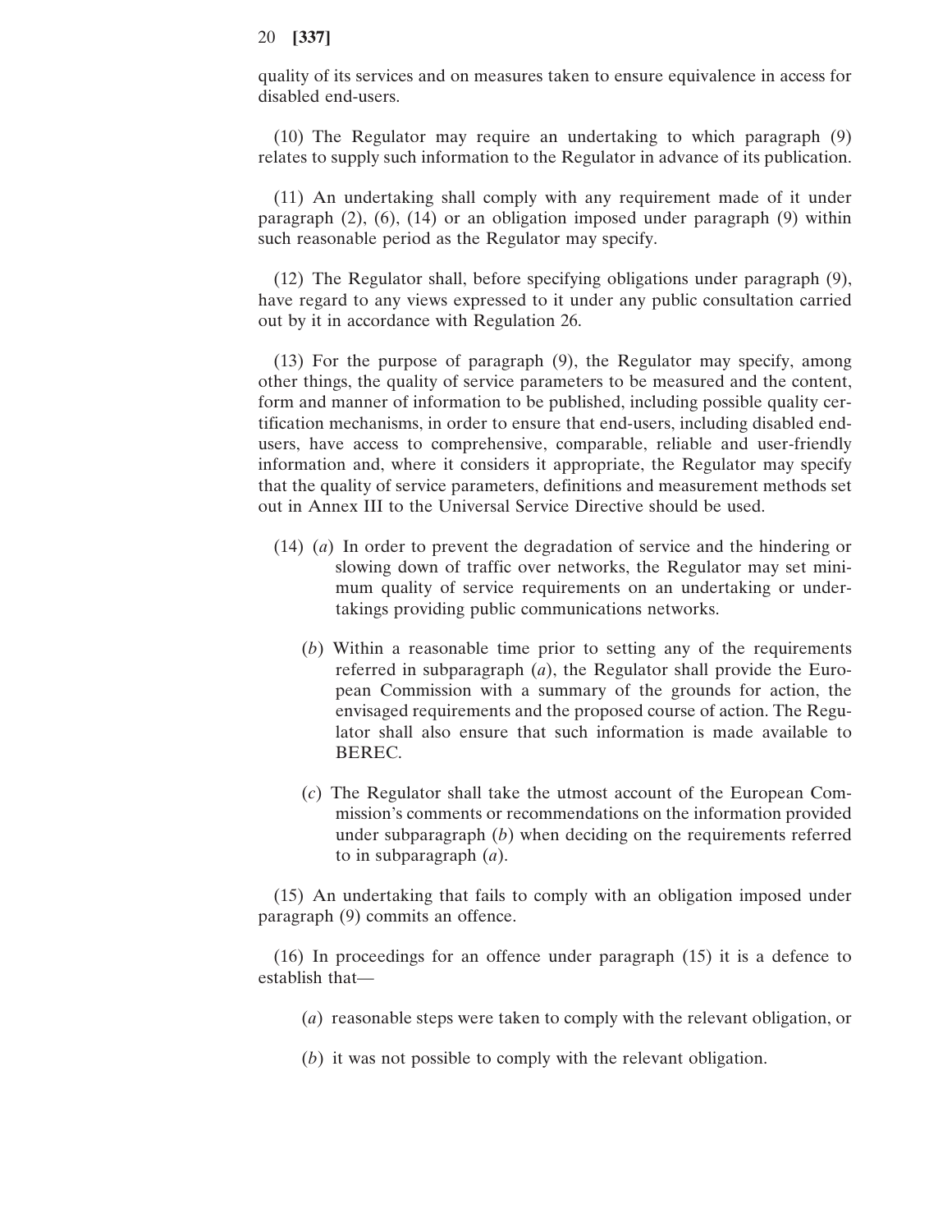quality of its services and on measures taken to ensure equivalence in access for disabled end-users.

(10) The Regulator may require an undertaking to which paragraph (9) relates to supply such information to the Regulator in advance of its publication.

(11) An undertaking shall comply with any requirement made of it under paragraph (2), (6), (14) or an obligation imposed under paragraph (9) within such reasonable period as the Regulator may specify.

(12) The Regulator shall, before specifying obligations under paragraph (9), have regard to any views expressed to it under any public consultation carried out by it in accordance with Regulation 26.

(13) For the purpose of paragraph (9), the Regulator may specify, among other things, the quality of service parameters to be measured and the content, form and manner of information to be published, including possible quality certification mechanisms, in order to ensure that end-users, including disabled end-users, have access to comprehensive, comparable, reliable and user-friendly information and, where it considers it appropriate, the Regulator may specify that the quality of service parameters, definitions and measurement methods set out in Annex III to the Universal Service Directive should be used.

(14) (*a*) In order to prevent the degradation of service and the hindering or slowing down of traffic over networks, the Regulator may set minimum quality of service requirements on an undertaking or undertakings providing public communications networks.

(*b*) Within a reasonable time prior to setting any of the requirements referred in subparagraph (*a*), the Regulator shall provide the European Commission with a summary of the grounds for action, the envisaged requirements and the proposed course of action. The Regulator shall also ensure that such information is made available to BEREC.

(*c*) The Regulator shall take the utmost account of the European Commission's comments or recommendations on the information provided under subparagraph (*b*) when deciding on the requirements referred to in subparagraph (*a*).

(15) An undertaking that fails to comply with an obligation imposed under paragraph (9) commits an offence.

(16) In proceedings for an offence under paragraph (15) it is a defence to establish that—

(*a*) reasonable steps were taken to comply with the relevant obligation, or

(*b*) it was not possible to comply with the relevant obligation.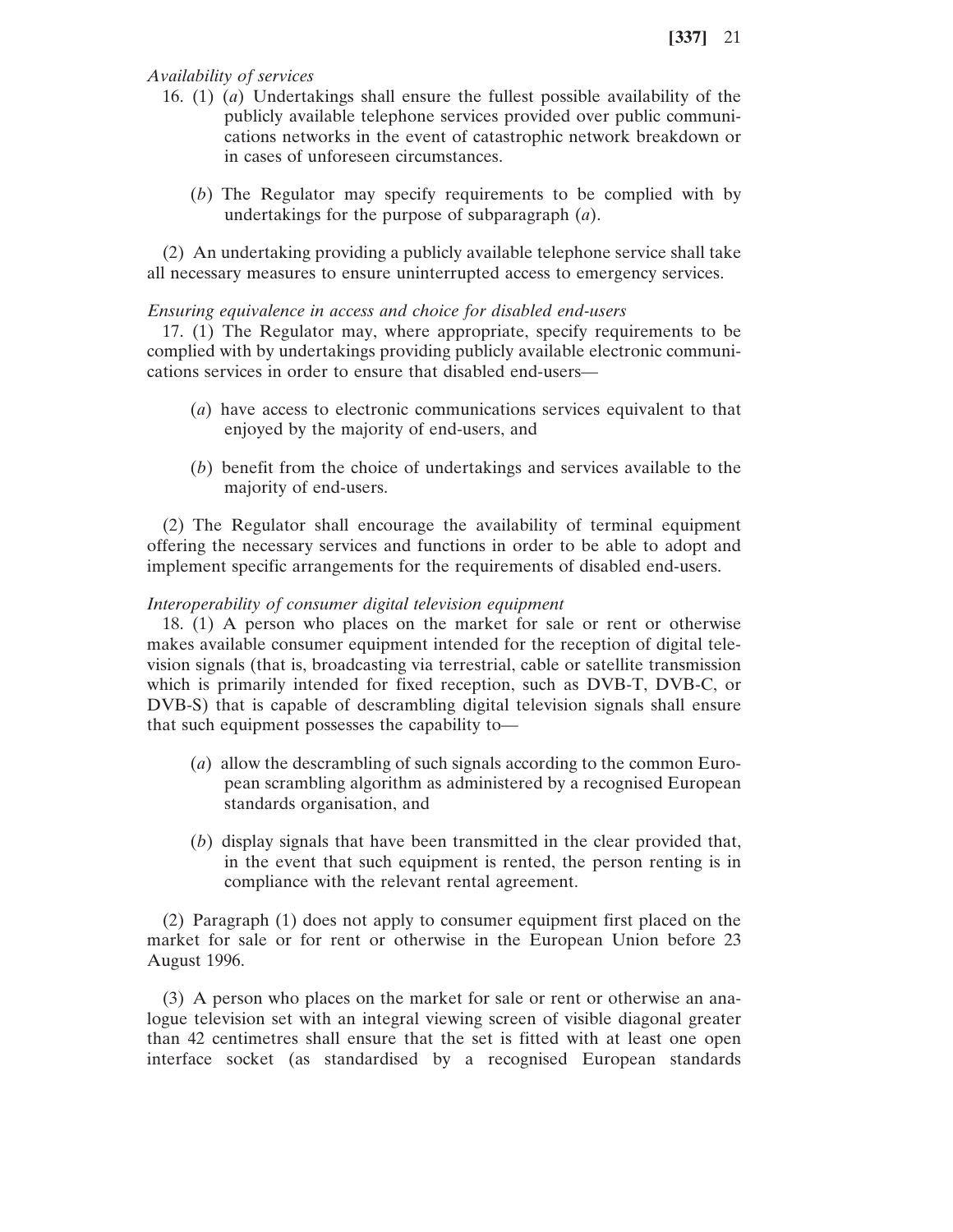*Availability of services*

16. (1) (*a*) Undertakings shall ensure the fullest possible availability of the publicly available telephone services provided over public communications networks in the event of catastrophic network breakdown or in cases of unforeseen circumstances.

(*b*) The Regulator may specify requirements to be complied with by undertakings for the purpose of subparagraph (*a*).

(2) An undertaking providing a publicly available telephone service shall take all necessary measures to ensure uninterrupted access to emergency services.

*Ensuring equivalence in access and choice for disabled end-users*

17. (1) The Regulator may, where appropriate, specify requirements to be complied with by undertakings providing publicly available electronic communications services in order to ensure that disabled end-users—

(*a*) have access to electronic communications services equivalent to that enjoyed by the majority of end-users, and

(*b*) benefit from the choice of undertakings and services available to the majority of end-users.

(2) The Regulator shall encourage the availability of terminal equipment offering the necessary services and functions in order to be able to adopt and implement specific arrangements for the requirements of disabled end-users.

*Interoperability of consumer digital television equipment*

18. (1) A person who places on the market for sale or rent or otherwise makes available consumer equipment intended for the reception of digital television signals (that is, broadcasting via terrestrial, cable or satellite transmission which is primarily intended for fixed reception, such as DVB-T, DVB-C, or DVB-S) that is capable of descrambling digital television signals shall ensure that such equipment possesses the capability to—

(*a*) allow the descrambling of such signals according to the common European scrambling algorithm as administered by a recognised European standards organisation, and

(*b*) display signals that have been transmitted in the clear provided that, in the event that such equipment is rented, the person renting is in compliance with the relevant rental agreement.

(2) Paragraph (1) does not apply to consumer equipment first placed on the market for sale or for rent or otherwise in the European Union before 23 August 1996.

(3) A person who places on the market for sale or rent or otherwise an analogue television set with an integral viewing screen of visible diagonal greater than 42 centimetres shall ensure that the set is fitted with at least one open interface socket (as standardised by a recognised European standards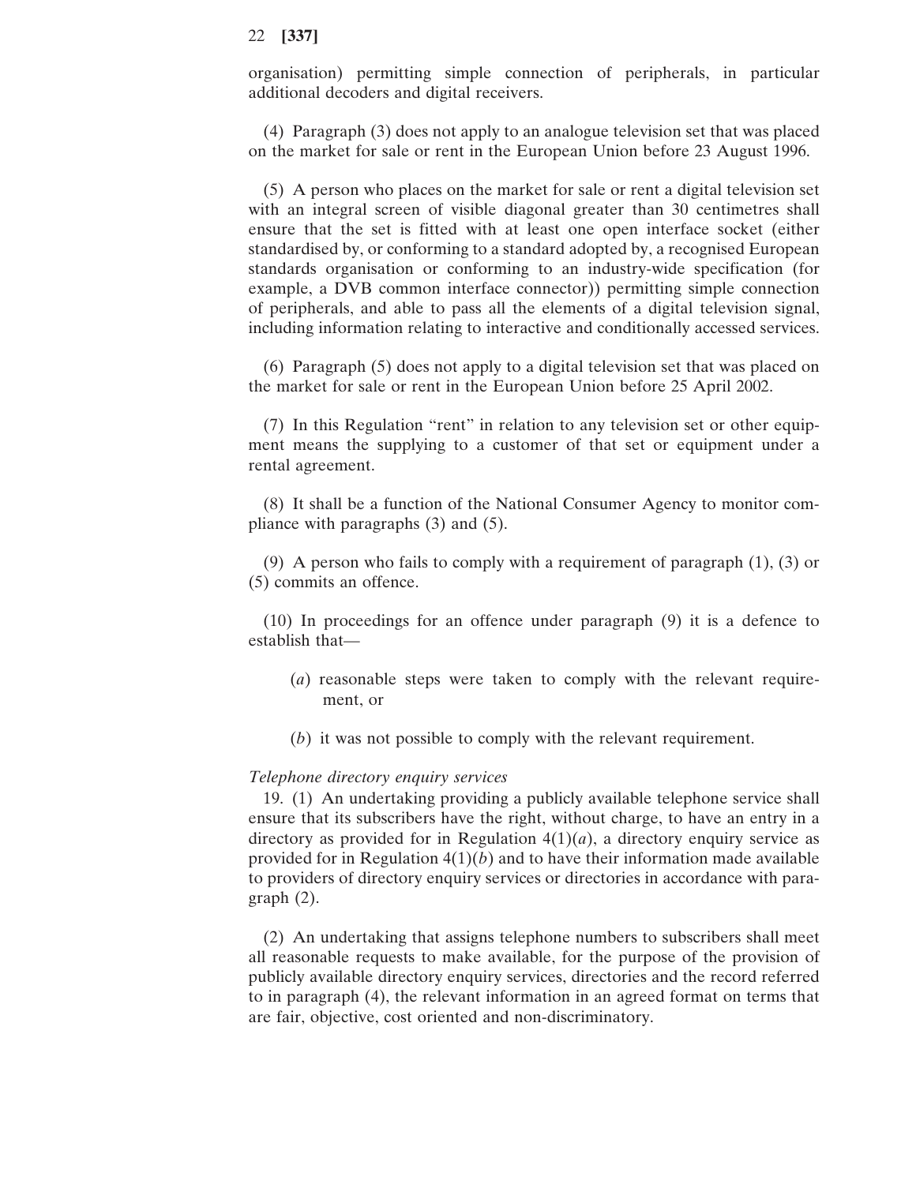organisation) permitting simple connection of peripherals, in particular additional decoders and digital receivers.

(4) Paragraph (3) does not apply to an analogue television set that was placed on the market for sale or rent in the European Union before 23 August 1996.

(5) A person who places on the market for sale or rent a digital television set with an integral screen of visible diagonal greater than 30 centimetres shall ensure that the set is fitted with at least one open interface socket (either standardised by, or conforming to a standard adopted by, a recognised European standards organisation or conforming to an industry-wide specification (for example, a DVB common interface connector)) permitting simple connection of peripherals, and able to pass all the elements of a digital television signal, including information relating to interactive and conditionally accessed services.

(6) Paragraph (5) does not apply to a digital television set that was placed on the market for sale or rent in the European Union before 25 April 2002.

(7) In this Regulation "rent" in relation to any television set or other equipment means the supplying to a customer of that set or equipment under a rental agreement.

(8) It shall be a function of the National Consumer Agency to monitor compliance with paragraphs (3) and (5).

(9) A person who fails to comply with a requirement of paragraph (1), (3) or (5) commits an offence.

(10) In proceedings for an offence under paragraph (9) it is a defence to establish that—

(*a*) reasonable steps were taken to comply with the relevant requirement, or

(*b*) it was not possible to comply with the relevant requirement.

*Telephone directory enquiry services*

19. (1) An undertaking providing a publicly available telephone service shall ensure that its subscribers have the right, without charge, to have an entry in a directory as provided for in Regulation 4(1)(*a*), a directory enquiry service as provided for in Regulation 4(1)(*b*) and to have their information made available to providers of directory enquiry services or directories in accordance with paragraph (2).

(2) An undertaking that assigns telephone numbers to subscribers shall meet all reasonable requests to make available, for the purpose of the provision of publicly available directory enquiry services, directories and the record referred to in paragraph (4), the relevant information in an agreed format on terms that are fair, objective, cost oriented and non-discriminatory.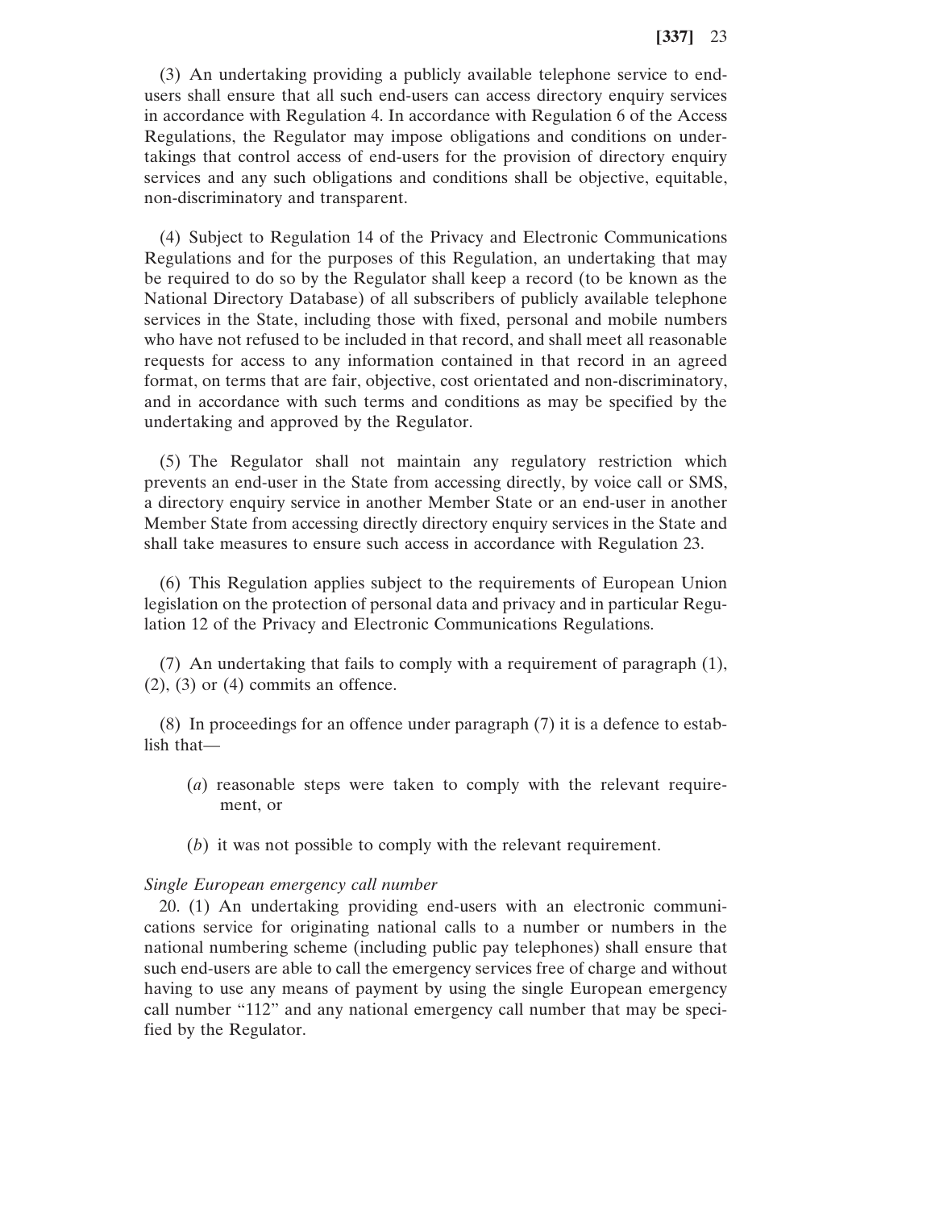(3) An undertaking providing a publicly available telephone service to end-users shall ensure that all such end-users can access directory enquiry services in accordance with Regulation 4. In accordance with Regulation 6 of the Access Regulations, the Regulator may impose obligations and conditions on undertakings that control access of end-users for the provision of directory enquiry services and any such obligations and conditions shall be objective, equitable, non-discriminatory and transparent.

(4) Subject to Regulation 14 of the Privacy and Electronic Communications Regulations and for the purposes of this Regulation, an undertaking that may be required to do so by the Regulator shall keep a record (to be known as the National Directory Database) of all subscribers of publicly available telephone services in the State, including those with fixed, personal and mobile numbers who have not refused to be included in that record, and shall meet all reasonable requests for access to any information contained in that record in an agreed format, on terms that are fair, objective, cost orientated and non-discriminatory, and in accordance with such terms and conditions as may be specified by the undertaking and approved by the Regulator.

(5) The Regulator shall not maintain any regulatory restriction which prevents an end-user in the State from accessing directly, by voice call or SMS, a directory enquiry service in another Member State or an end-user in another Member State from accessing directly directory enquiry services in the State and shall take measures to ensure such access in accordance with Regulation 23.

(6) This Regulation applies subject to the requirements of European Union legislation on the protection of personal data and privacy and in particular Regulation 12 of the Privacy and Electronic Communications Regulations.

(7) An undertaking that fails to comply with a requirement of paragraph (1), (2), (3) or (4) commits an offence.

(8) In proceedings for an offence under paragraph (7) it is a defence to establish that—

(*a*) reasonable steps were taken to comply with the relevant requirement, or

(*b*) it was not possible to comply with the relevant requirement.

*Single European emergency call number*

20. (1) An undertaking providing end-users with an electronic communications service for originating national calls to a number or numbers in the national numbering scheme (including public pay telephones) shall ensure that such end-users are able to call the emergency services free of charge and without having to use any means of payment by using the single European emergency call number "112" and any national emergency call number that may be specified by the Regulator.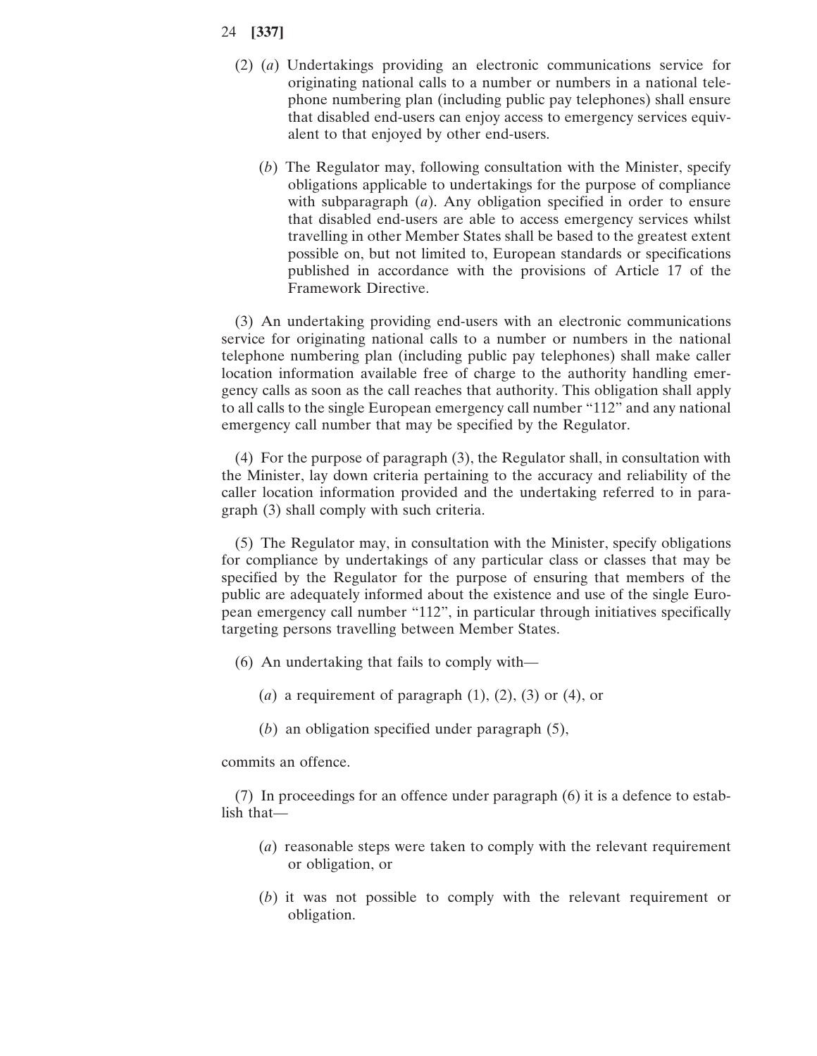(2) (*a*) Undertakings providing an electronic communications service for originating national calls to a number or numbers in a national telephone numbering plan (including public pay telephones) shall ensure that disabled end-users can enjoy access to emergency services equivalent to that enjoyed by other end-users.

(*b*) The Regulator may, following consultation with the Minister, specify obligations applicable to undertakings for the purpose of compliance with subparagraph (*a*). Any obligation specified in order to ensure that disabled end-users are able to access emergency services whilst travelling in other Member States shall be based to the greatest extent possible on, but not limited to, European standards or specifications published in accordance with the provisions of Article 17 of the Framework Directive.

(3) An undertaking providing end-users with an electronic communications service for originating national calls to a number or numbers in the national telephone numbering plan (including public pay telephones) shall make caller location information available free of charge to the authority handling emergency calls as soon as the call reaches that authority. This obligation shall apply to all calls to the single European emergency call number "112" and any national emergency call number that may be specified by the Regulator.

(4) For the purpose of paragraph (3), the Regulator shall, in consultation with the Minister, lay down criteria pertaining to the accuracy and reliability of the caller location information provided and the undertaking referred to in paragraph (3) shall comply with such criteria.

(5) The Regulator may, in consultation with the Minister, specify obligations for compliance by undertakings of any particular class or classes that may be specified by the Regulator for the purpose of ensuring that members of the public are adequately informed about the existence and use of the single European emergency call number "112", in particular through initiatives specifically targeting persons travelling between Member States.

(6) An undertaking that fails to comply with—

(*a*) a requirement of paragraph (1), (2), (3) or (4), or

(*b*) an obligation specified under paragraph (5),

commits an offence.

(7) In proceedings for an offence under paragraph (6) it is a defence to establish that—

(*a*) reasonable steps were taken to comply with the relevant requirement or obligation, or

(*b*) it was not possible to comply with the relevant requirement or obligation.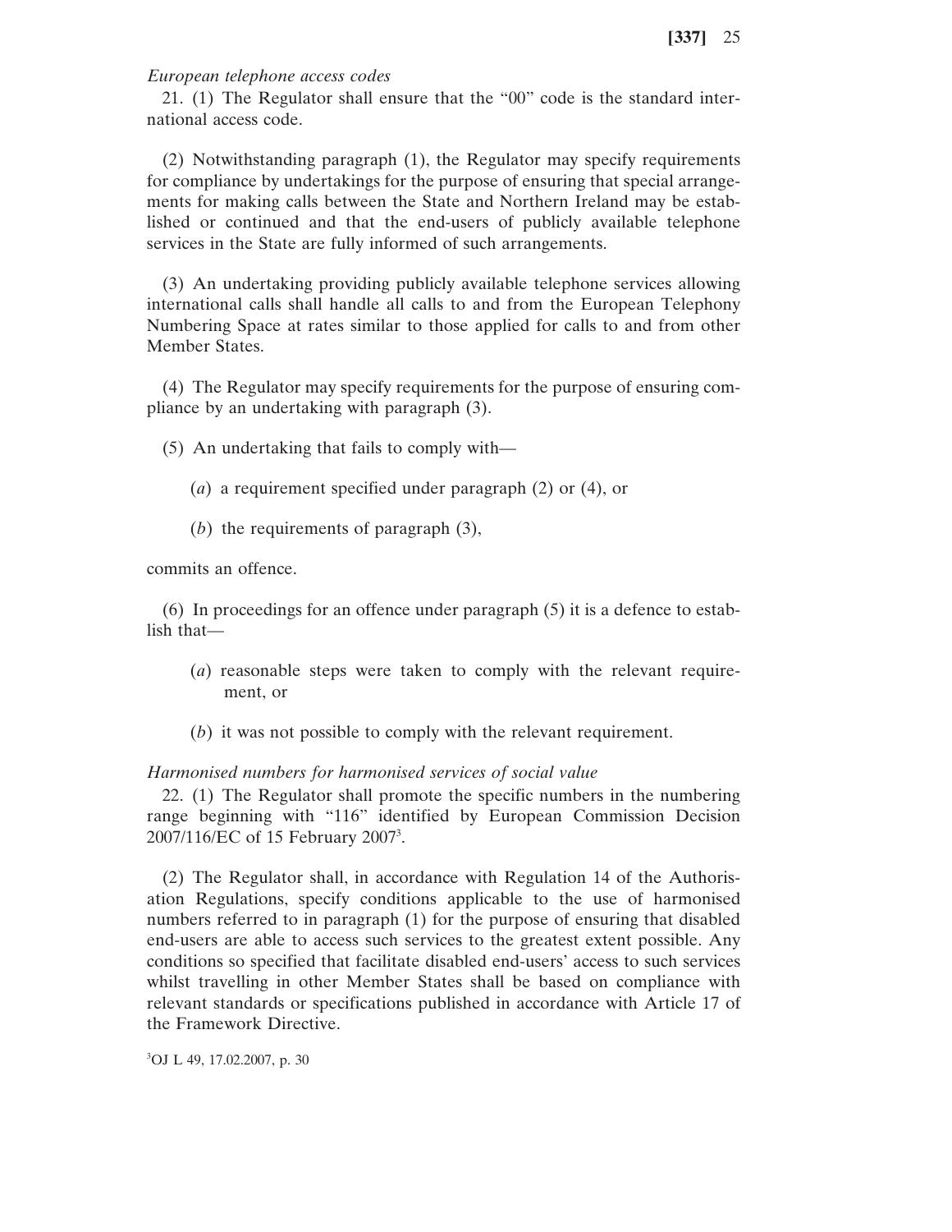*European telephone access codes*

21. (1) The Regulator shall ensure that the "00" code is the standard international access code.

(2) Notwithstanding paragraph (1), the Regulator may specify requirements for compliance by undertakings for the purpose of ensuring that special arrangements for making calls between the State and Northern Ireland may be established or continued and that the end-users of publicly available telephone services in the State are fully informed of such arrangements.

(3) An undertaking providing publicly available telephone services allowing international calls shall handle all calls to and from the European Telephony Numbering Space at rates similar to those applied for calls to and from other Member States.

(4) The Regulator may specify requirements for the purpose of ensuring compliance by an undertaking with paragraph (3).

(5) An undertaking that fails to comply with—

(*a*) a requirement specified under paragraph (2) or (4), or

(*b*) the requirements of paragraph (3),

commits an offence.

(6) In proceedings for an offence under paragraph (5) it is a defence to establish that—

(*a*) reasonable steps were taken to comply with the relevant requirement, or

(*b*) it was not possible to comply with the relevant requirement.

*Harmonised numbers for harmonised services of social value*

22. (1) The Regulator shall promote the specific numbers in the numbering range beginning with "116" identified by European Commission Decision 2007/116/EC of 15 February 2007[3].

(2) The Regulator shall, in accordance with Regulation 14 of the Authorisation Regulations, specify conditions applicable to the use of harmonised numbers referred to in paragraph (1) for the purpose of ensuring that disabled end-users are able to access such services to the greatest extent possible. Any conditions so specified that facilitate disabled end-users' access to such services whilst travelling in other Member States shall be based on compliance with relevant standards or specifications published in accordance with Article 17 of the Framework Directive.

[3]OJ L 49, 17.02.2007, p. 30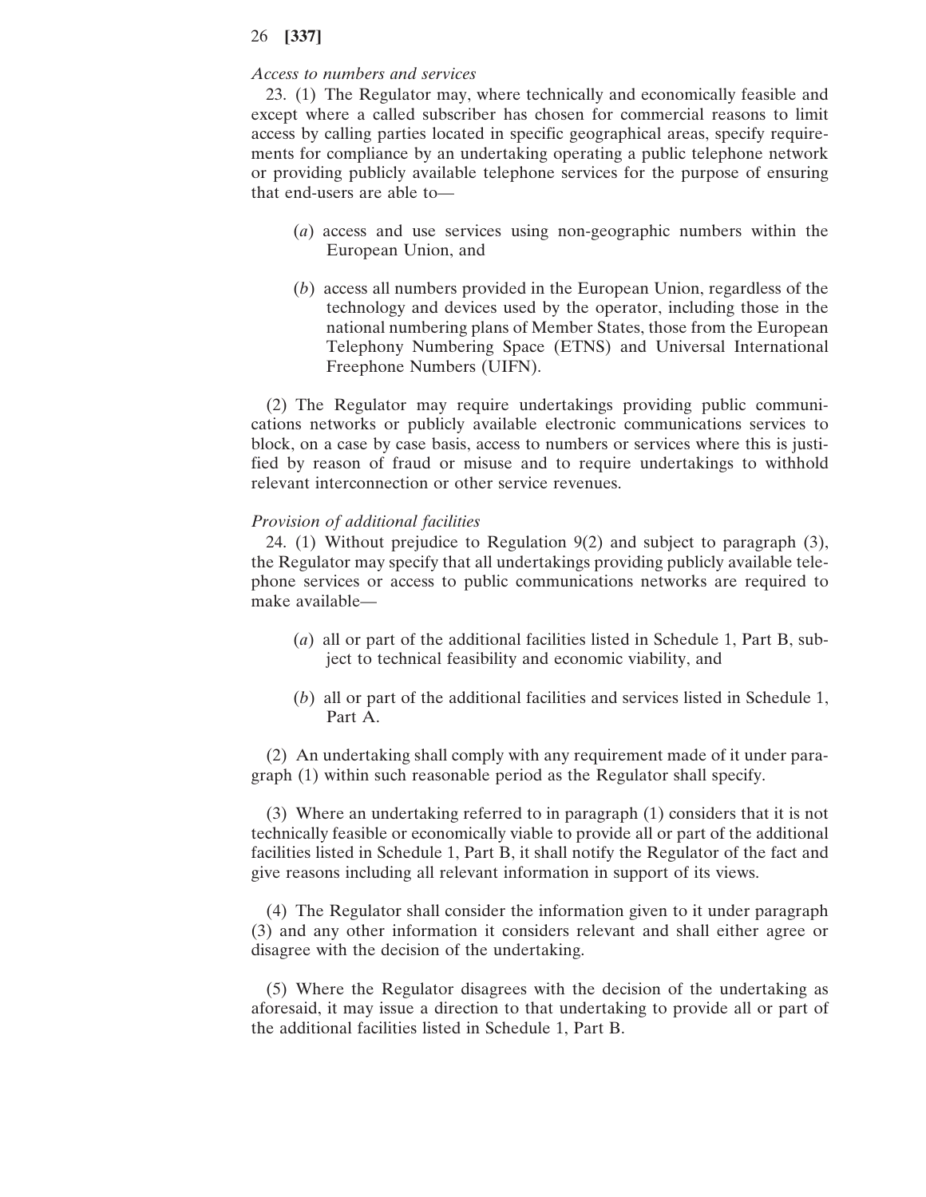*Access to numbers and services*

23. (1) The Regulator may, where technically and economically feasible and except where a called subscriber has chosen for commercial reasons to limit access by calling parties located in specific geographical areas, specify requirements for compliance by an undertaking operating a public telephone network or providing publicly available telephone services for the purpose of ensuring that end-users are able to—

(*a*) access and use services using non-geographic numbers within the European Union, and

(*b*) access all numbers provided in the European Union, regardless of the technology and devices used by the operator, including those in the national numbering plans of Member States, those from the European Telephony Numbering Space (ETNS) and Universal International Freephone Numbers (UIFN).

(2) The Regulator may require undertakings providing public communications networks or publicly available electronic communications services to block, on a case by case basis, access to numbers or services where this is justified by reason of fraud or misuse and to require undertakings to withhold relevant interconnection or other service revenues.

*Provision of additional facilities*

24. (1) Without prejudice to Regulation 9(2) and subject to paragraph (3), the Regulator may specify that all undertakings providing publicly available telephone services or access to public communications networks are required to make available—

(*a*) all or part of the additional facilities listed in Schedule 1, Part B, subject to technical feasibility and economic viability, and

(*b*) all or part of the additional facilities and services listed in Schedule 1, Part A.

(2) An undertaking shall comply with any requirement made of it under paragraph (1) within such reasonable period as the Regulator shall specify.

(3) Where an undertaking referred to in paragraph (1) considers that it is not technically feasible or economically viable to provide all or part of the additional facilities listed in Schedule 1, Part B, it shall notify the Regulator of the fact and give reasons including all relevant information in support of its views.

(4) The Regulator shall consider the information given to it under paragraph (3) and any other information it considers relevant and shall either agree or disagree with the decision of the undertaking.

(5) Where the Regulator disagrees with the decision of the undertaking as aforesaid, it may issue a direction to that undertaking to provide all or part of the additional facilities listed in Schedule 1, Part B.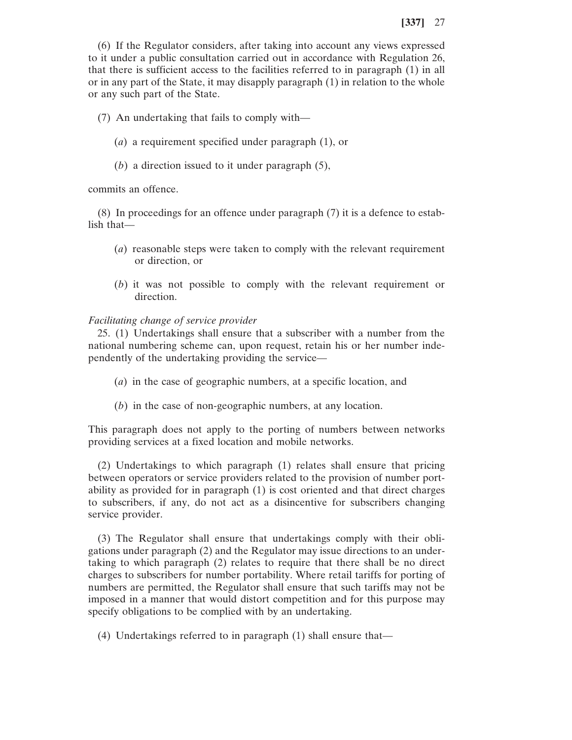(6) If the Regulator considers, after taking into account any views expressed to it under a public consultation carried out in accordance with Regulation 26, that there is sufficient access to the facilities referred to in paragraph (1) in all or in any part of the State, it may disapply paragraph (1) in relation to the whole or any such part of the State.

(7) An undertaking that fails to comply with—

(*a*) a requirement specified under paragraph (1), or

(*b*) a direction issued to it under paragraph (5),

commits an offence.

(8) In proceedings for an offence under paragraph (7) it is a defence to establish that—

(*a*) reasonable steps were taken to comply with the relevant requirement or direction, or

(*b*) it was not possible to comply with the relevant requirement or direction.

*Facilitating change of service provider*

25. (1) Undertakings shall ensure that a subscriber with a number from the national numbering scheme can, upon request, retain his or her number independently of the undertaking providing the service—

(*a*) in the case of geographic numbers, at a specific location, and

(*b*) in the case of non-geographic numbers, at any location.

This paragraph does not apply to the porting of numbers between networks providing services at a fixed location and mobile networks.

(2) Undertakings to which paragraph (1) relates shall ensure that pricing between operators or service providers related to the provision of number portability as provided for in paragraph (1) is cost oriented and that direct charges to subscribers, if any, do not act as a disincentive for subscribers changing service provider.

(3) The Regulator shall ensure that undertakings comply with their obligations under paragraph (2) and the Regulator may issue directions to an undertaking to which paragraph (2) relates to require that there shall be no direct charges to subscribers for number portability. Where retail tariffs for porting of numbers are permitted, the Regulator shall ensure that such tariffs may not be imposed in a manner that would distort competition and for this purpose may specify obligations to be complied with by an undertaking.

(4) Undertakings referred to in paragraph (1) shall ensure that—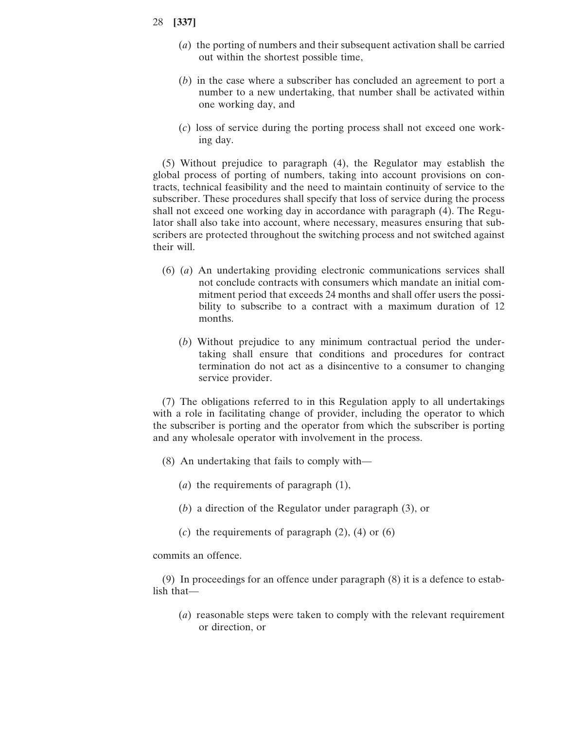(*a*) the porting of numbers and their subsequent activation shall be carried out within the shortest possible time,

(*b*) in the case where a subscriber has concluded an agreement to port a number to a new undertaking, that number shall be activated within one working day, and

(*c*) loss of service during the porting process shall not exceed one working day.

(5) Without prejudice to paragraph (4), the Regulator may establish the global process of porting of numbers, taking into account provisions on contracts, technical feasibility and the need to maintain continuity of service to the subscriber. These procedures shall specify that loss of service during the process shall not exceed one working day in accordance with paragraph (4). The Regulator shall also take into account, where necessary, measures ensuring that subscribers are protected throughout the switching process and not switched against their will.

(6) (*a*) An undertaking providing electronic communications services shall not conclude contracts with consumers which mandate an initial commitment period that exceeds 24 months and shall offer users the possibility to subscribe to a contract with a maximum duration of 12 months.

(*b*) Without prejudice to any minimum contractual period the undertaking shall ensure that conditions and procedures for contract termination do not act as a disincentive to a consumer to changing service provider.

(7) The obligations referred to in this Regulation apply to all undertakings with a role in facilitating change of provider, including the operator to which the subscriber is porting and the operator from which the subscriber is porting and any wholesale operator with involvement in the process.

(8) An undertaking that fails to comply with—

(*a*) the requirements of paragraph (1),

(*b*) a direction of the Regulator under paragraph (3), or

(*c*) the requirements of paragraph (2), (4) or (6)

commits an offence.

(9) In proceedings for an offence under paragraph (8) it is a defence to establish that—

(*a*) reasonable steps were taken to comply with the relevant requirement or direction, or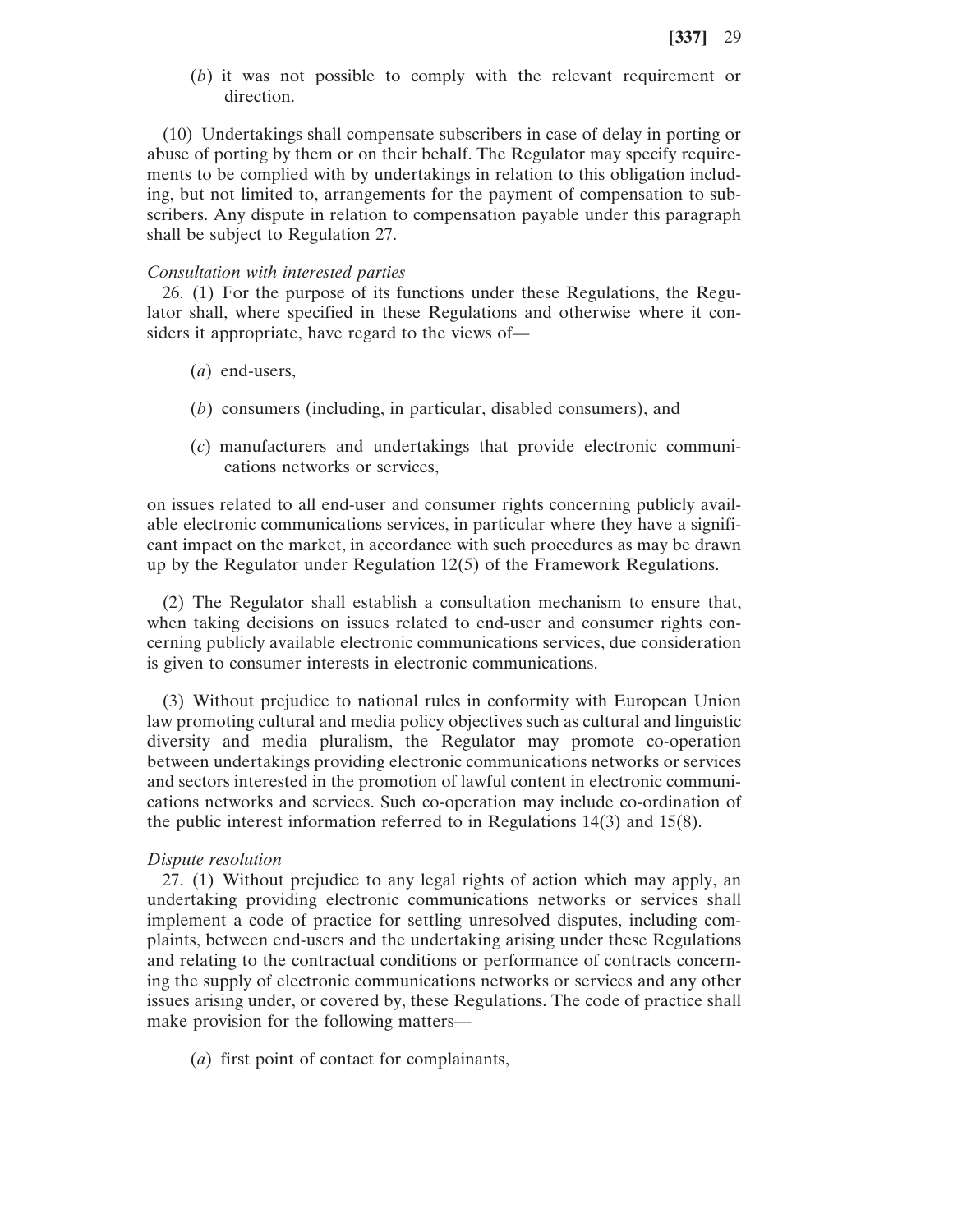(*b*) it was not possible to comply with the relevant requirement or direction.

(10) Undertakings shall compensate subscribers in case of delay in porting or abuse of porting by them or on their behalf. The Regulator may specify requirements to be complied with by undertakings in relation to this obligation including, but not limited to, arrangements for the payment of compensation to subscribers. Any dispute in relation to compensation payable under this paragraph shall be subject to Regulation 27.

*Consultation with interested parties*

26. (1) For the purpose of its functions under these Regulations, the Regulator shall, where specified in these Regulations and otherwise where it considers it appropriate, have regard to the views of—

(*a*) end-users,

(*b*) consumers (including, in particular, disabled consumers), and

(*c*) manufacturers and undertakings that provide electronic communications networks or services,

on issues related to all end-user and consumer rights concerning publicly available electronic communications services, in particular where they have a significant impact on the market, in accordance with such procedures as may be drawn up by the Regulator under Regulation 12(5) of the Framework Regulations.

(2) The Regulator shall establish a consultation mechanism to ensure that, when taking decisions on issues related to end-user and consumer rights concerning publicly available electronic communications services, due consideration is given to consumer interests in electronic communications.

(3) Without prejudice to national rules in conformity with European Union law promoting cultural and media policy objectives such as cultural and linguistic diversity and media pluralism, the Regulator may promote co-operation between undertakings providing electronic communications networks or services and sectors interested in the promotion of lawful content in electronic communications networks and services. Such co-operation may include co-ordination of the public interest information referred to in Regulations 14(3) and 15(8).

*Dispute resolution*

27. (1) Without prejudice to any legal rights of action which may apply, an undertaking providing electronic communications networks or services shall implement a code of practice for settling unresolved disputes, including complaints, between end-users and the undertaking arising under these Regulations and relating to the contractual conditions or performance of contracts concerning the supply of electronic communications networks or services and any other issues arising under, or covered by, these Regulations. The code of practice shall make provision for the following matters—

(*a*) first point of contact for complainants,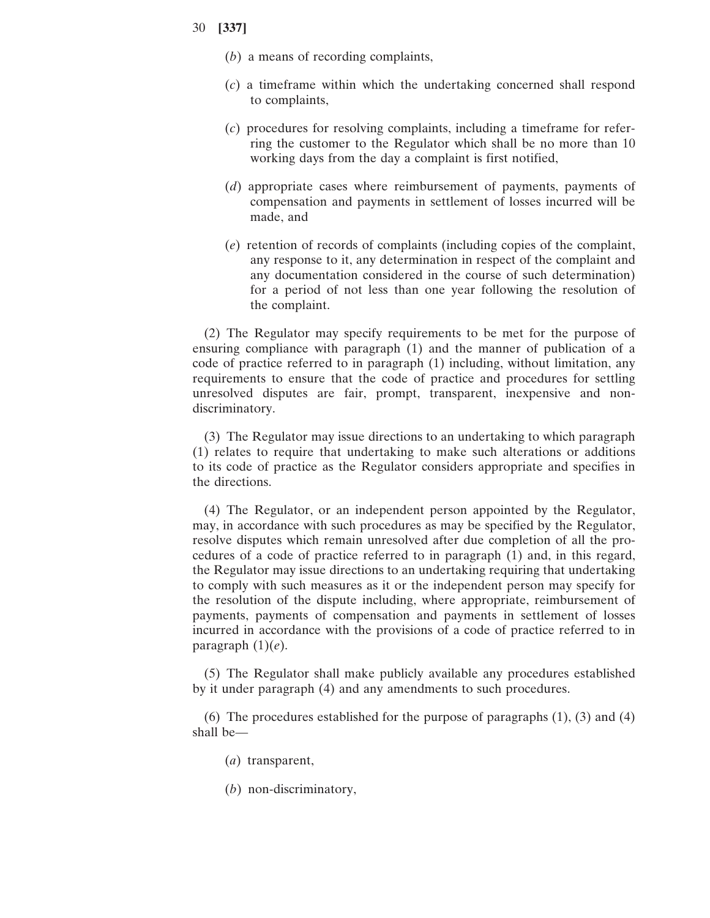(*b*) a means of recording complaints,

(*c*) a timeframe within which the undertaking concerned shall respond to complaints,

(*c*) procedures for resolving complaints, including a timeframe for referring the customer to the Regulator which shall be no more than 10 working days from the day a complaint is first notified,

(*d*) appropriate cases where reimbursement of payments, payments of compensation and payments in settlement of losses incurred will be made, and

(*e*) retention of records of complaints (including copies of the complaint, any response to it, any determination in respect of the complaint and any documentation considered in the course of such determination) for a period of not less than one year following the resolution of the complaint.

(2) The Regulator may specify requirements to be met for the purpose of ensuring compliance with paragraph (1) and the manner of publication of a code of practice referred to in paragraph (1) including, without limitation, any requirements to ensure that the code of practice and procedures for settling unresolved disputes are fair, prompt, transparent, inexpensive and non-discriminatory.

(3) The Regulator may issue directions to an undertaking to which paragraph (1) relates to require that undertaking to make such alterations or additions to its code of practice as the Regulator considers appropriate and specifies in the directions.

(4) The Regulator, or an independent person appointed by the Regulator, may, in accordance with such procedures as may be specified by the Regulator, resolve disputes which remain unresolved after due completion of all the procedures of a code of practice referred to in paragraph (1) and, in this regard, the Regulator may issue directions to an undertaking requiring that undertaking to comply with such measures as it or the independent person may specify for the resolution of the dispute including, where appropriate, reimbursement of payments, payments of compensation and payments in settlement of losses incurred in accordance with the provisions of a code of practice referred to in paragraph (1)(*e*).

(5) The Regulator shall make publicly available any procedures established by it under paragraph (4) and any amendments to such procedures.

(6) The procedures established for the purpose of paragraphs (1), (3) and (4) shall be—

(*a*) transparent,

(*b*) non-discriminatory,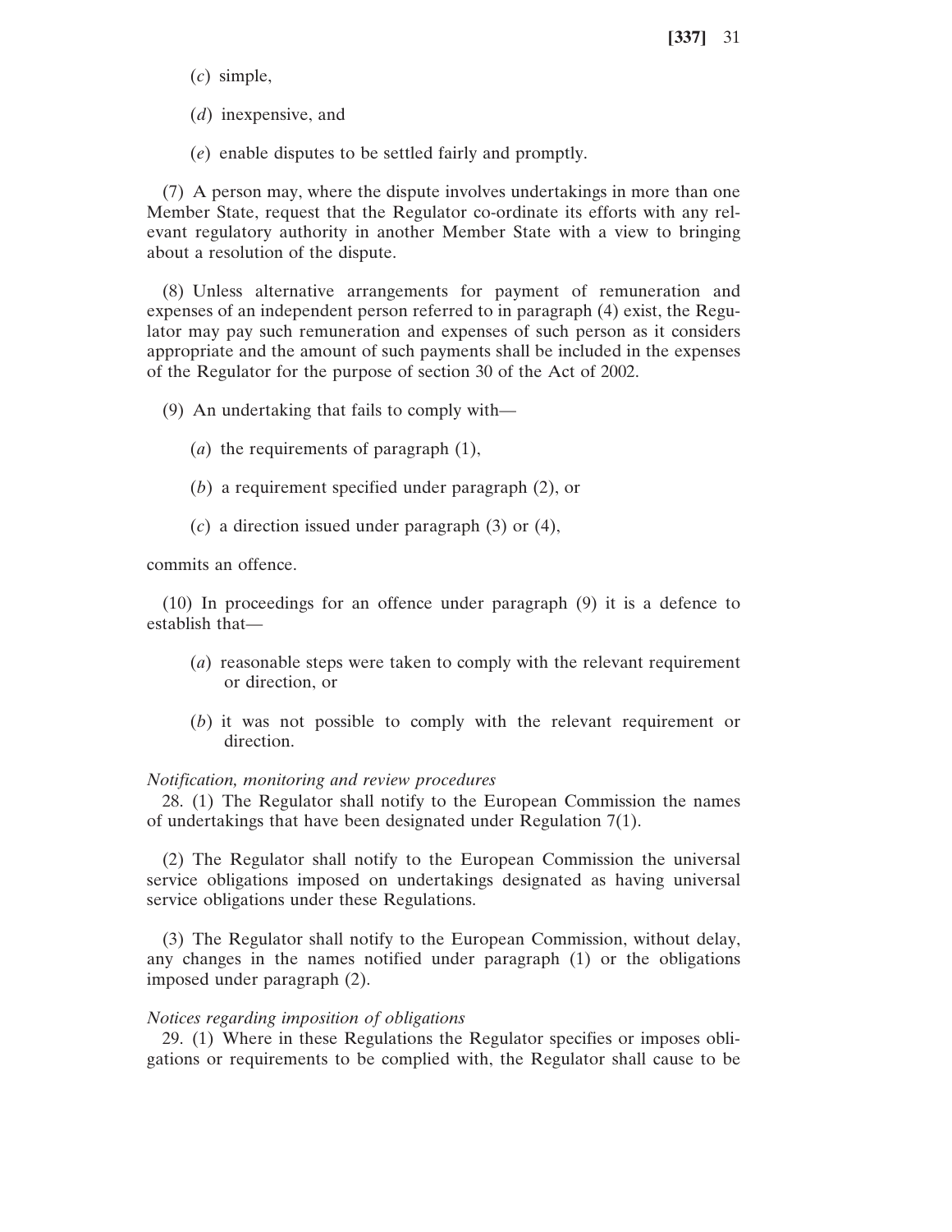(*c*) simple,

(*d*) inexpensive, and

(*e*) enable disputes to be settled fairly and promptly.

(7) A person may, where the dispute involves undertakings in more than one Member State, request that the Regulator co-ordinate its efforts with any relevant regulatory authority in another Member State with a view to bringing about a resolution of the dispute.

(8) Unless alternative arrangements for payment of remuneration and expenses of an independent person referred to in paragraph (4) exist, the Regulator may pay such remuneration and expenses of such person as it considers appropriate and the amount of such payments shall be included in the expenses of the Regulator for the purpose of section 30 of the Act of 2002.

(9) An undertaking that fails to comply with—

(*a*) the requirements of paragraph (1),

(*b*) a requirement specified under paragraph (2), or

(*c*) a direction issued under paragraph (3) or (4),

commits an offence.

(10) In proceedings for an offence under paragraph (9) it is a defence to establish that—

(*a*) reasonable steps were taken to comply with the relevant requirement or direction, or

(*b*) it was not possible to comply with the relevant requirement or direction.

*Notification, monitoring and review procedures*

28. (1) The Regulator shall notify to the European Commission the names of undertakings that have been designated under Regulation 7(1).

(2) The Regulator shall notify to the European Commission the universal service obligations imposed on undertakings designated as having universal service obligations under these Regulations.

(3) The Regulator shall notify to the European Commission, without delay, any changes in the names notified under paragraph (1) or the obligations imposed under paragraph (2).

*Notices regarding imposition of obligations*

29. (1) Where in these Regulations the Regulator specifies or imposes obligations or requirements to be complied with, the Regulator shall cause to be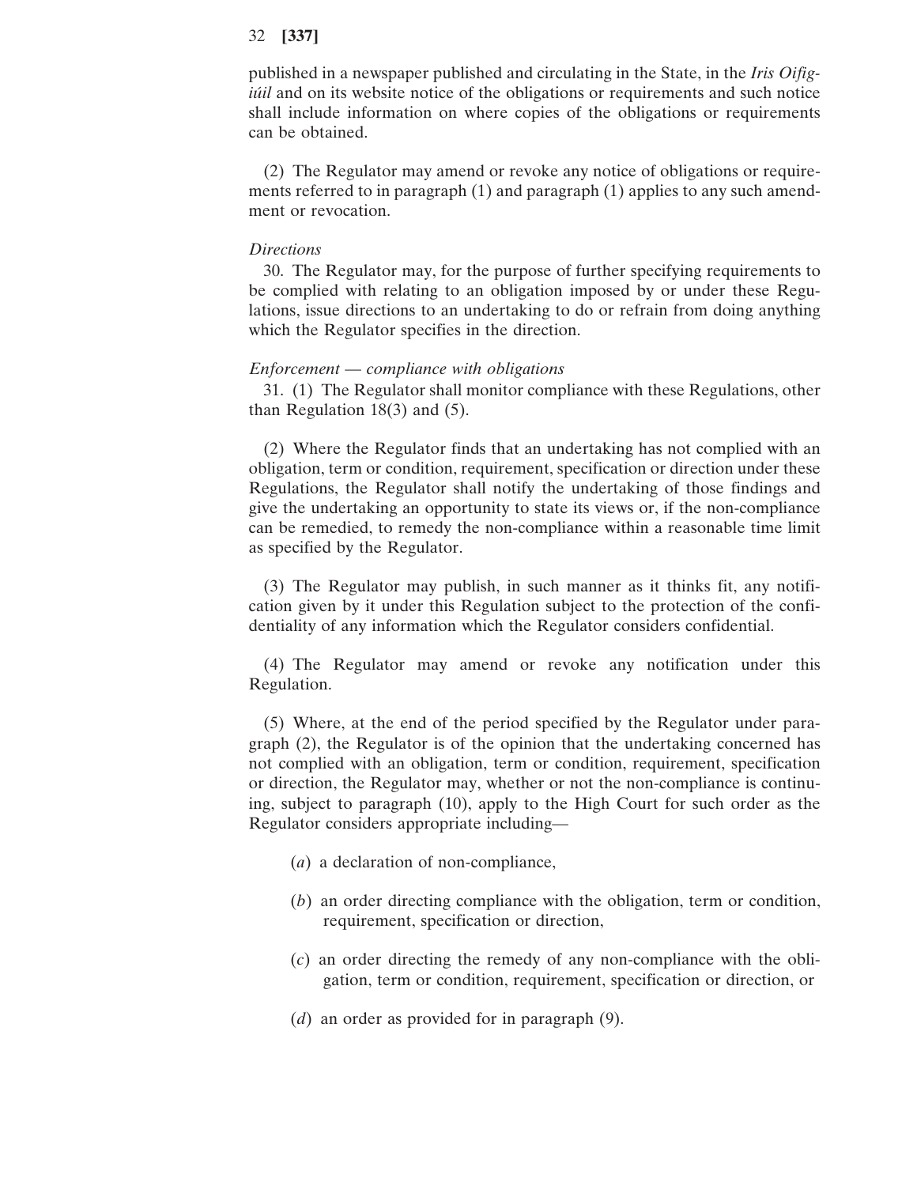published in a newspaper published and circulating in the State, in the *Iris Oifigiúil* and on its website notice of the obligations or requirements and such notice shall include information on where copies of the obligations or requirements can be obtained.

(2) The Regulator may amend or revoke any notice of obligations or requirements referred to in paragraph (1) and paragraph (1) applies to any such amendment or revocation.

*Directions*

30. The Regulator may, for the purpose of further specifying requirements to be complied with relating to an obligation imposed by or under these Regulations, issue directions to an undertaking to do or refrain from doing anything which the Regulator specifies in the direction.

*Enforcement — compliance with obligations*

31. (1) The Regulator shall monitor compliance with these Regulations, other than Regulation 18(3) and (5).

(2) Where the Regulator finds that an undertaking has not complied with an obligation, term or condition, requirement, specification or direction under these Regulations, the Regulator shall notify the undertaking of those findings and give the undertaking an opportunity to state its views or, if the non-compliance can be remedied, to remedy the non-compliance within a reasonable time limit as specified by the Regulator.

(3) The Regulator may publish, in such manner as it thinks fit, any notification given by it under this Regulation subject to the protection of the confidentiality of any information which the Regulator considers confidential.

(4) The Regulator may amend or revoke any notification under this Regulation.

(5) Where, at the end of the period specified by the Regulator under paragraph (2), the Regulator is of the opinion that the undertaking concerned has not complied with an obligation, term or condition, requirement, specification or direction, the Regulator may, whether or not the non-compliance is continuing, subject to paragraph (10), apply to the High Court for such order as the Regulator considers appropriate including—

(*a*) a declaration of non-compliance,

(*b*) an order directing compliance with the obligation, term or condition, requirement, specification or direction,

(*c*) an order directing the remedy of any non-compliance with the obligation, term or condition, requirement, specification or direction, or

(*d*) an order as provided for in paragraph (9).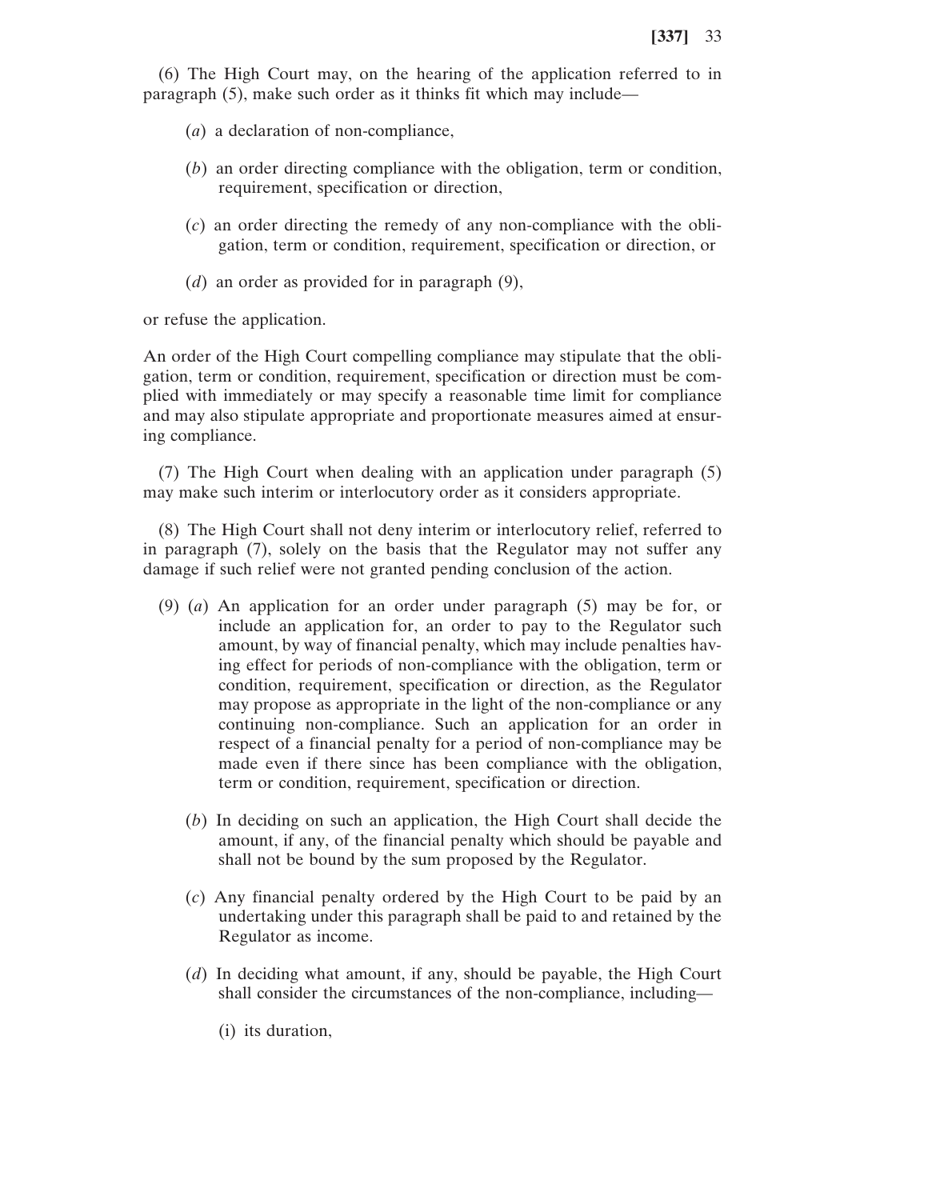(6) The High Court may, on the hearing of the application referred to in paragraph (5), make such order as it thinks fit which may include—

(*a*) a declaration of non-compliance,

(*b*) an order directing compliance with the obligation, term or condition, requirement, specification or direction,

(*c*) an order directing the remedy of any non-compliance with the obligation, term or condition, requirement, specification or direction, or

(*d*) an order as provided for in paragraph (9),

or refuse the application.

An order of the High Court compelling compliance may stipulate that the obligation, term or condition, requirement, specification or direction must be complied with immediately or may specify a reasonable time limit for compliance and may also stipulate appropriate and proportionate measures aimed at ensuring compliance.

(7) The High Court when dealing with an application under paragraph (5) may make such interim or interlocutory order as it considers appropriate.

(8) The High Court shall not deny interim or interlocutory relief, referred to in paragraph (7), solely on the basis that the Regulator may not suffer any damage if such relief were not granted pending conclusion of the action.

(9) (*a*) An application for an order under paragraph (5) may be for, or include an application for, an order to pay to the Regulator such amount, by way of financial penalty, which may include penalties having effect for periods of non-compliance with the obligation, term or condition, requirement, specification or direction, as the Regulator may propose as appropriate in the light of the non-compliance or any continuing non-compliance. Such an application for an order in respect of a financial penalty for a period of non-compliance may be made even if there since has been compliance with the obligation, term or condition, requirement, specification or direction.

(*b*) In deciding on such an application, the High Court shall decide the amount, if any, of the financial penalty which should be payable and shall not be bound by the sum proposed by the Regulator.

(*c*) Any financial penalty ordered by the High Court to be paid by an undertaking under this paragraph shall be paid to and retained by the Regulator as income.

(*d*) In deciding what amount, if any, should be payable, the High Court shall consider the circumstances of the non-compliance, including—

(i) its duration,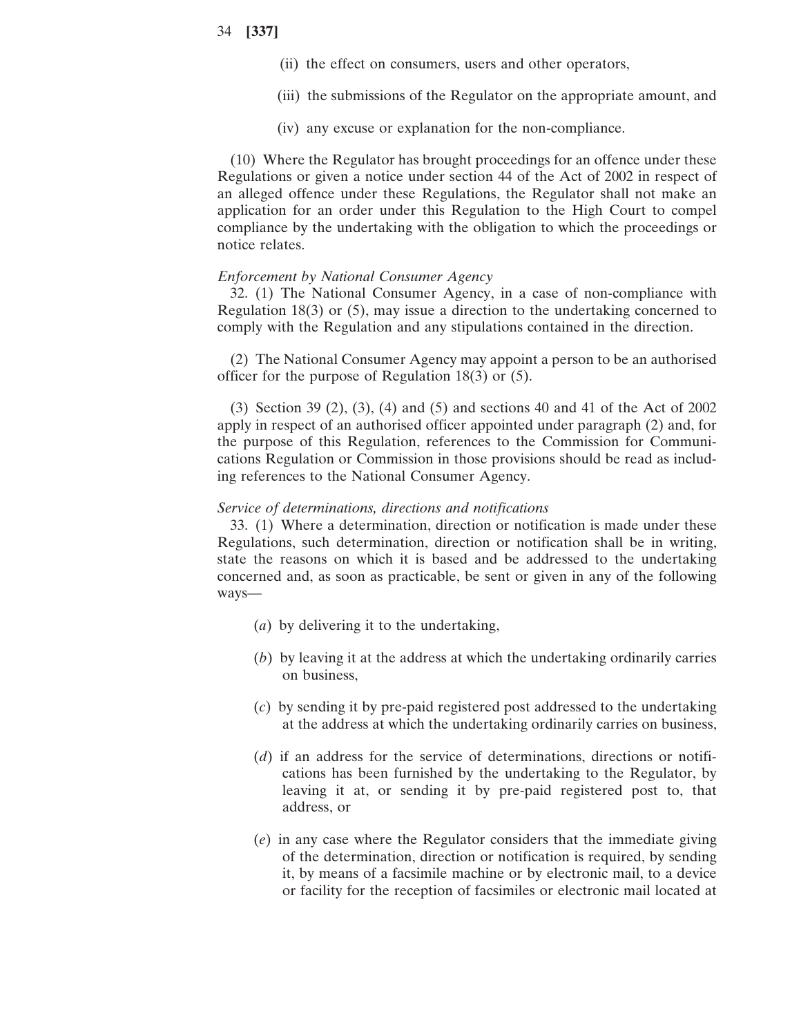(ii) the effect on consumers, users and other operators,

(iii) the submissions of the Regulator on the appropriate amount, and

(iv) any excuse or explanation for the non-compliance.

(10) Where the Regulator has brought proceedings for an offence under these Regulations or given a notice under section 44 of the Act of 2002 in respect of an alleged offence under these Regulations, the Regulator shall not make an application for an order under this Regulation to the High Court to compel compliance by the undertaking with the obligation to which the proceedings or notice relates.

*Enforcement by National Consumer Agency*

32. (1) The National Consumer Agency, in a case of non-compliance with Regulation 18(3) or (5), may issue a direction to the undertaking concerned to comply with the Regulation and any stipulations contained in the direction.

(2) The National Consumer Agency may appoint a person to be an authorised officer for the purpose of Regulation 18(3) or (5).

(3) Section 39 (2), (3), (4) and (5) and sections 40 and 41 of the Act of 2002 apply in respect of an authorised officer appointed under paragraph (2) and, for the purpose of this Regulation, references to the Commission for Communications Regulation or Commission in those provisions should be read as including references to the National Consumer Agency.

*Service of determinations, directions and notifications*

33. (1) Where a determination, direction or notification is made under these Regulations, such determination, direction or notification shall be in writing, state the reasons on which it is based and be addressed to the undertaking concerned and, as soon as practicable, be sent or given in any of the following ways—

(*a*) by delivering it to the undertaking,

(*b*) by leaving it at the address at which the undertaking ordinarily carries on business,

(*c*) by sending it by pre-paid registered post addressed to the undertaking at the address at which the undertaking ordinarily carries on business,

(*d*) if an address for the service of determinations, directions or notifications has been furnished by the undertaking to the Regulator, by leaving it at, or sending it by pre-paid registered post to, that address, or

(*e*) in any case where the Regulator considers that the immediate giving of the determination, direction or notification is required, by sending it, by means of a facsimile machine or by electronic mail, to a device or facility for the reception of facsimiles or electronic mail located at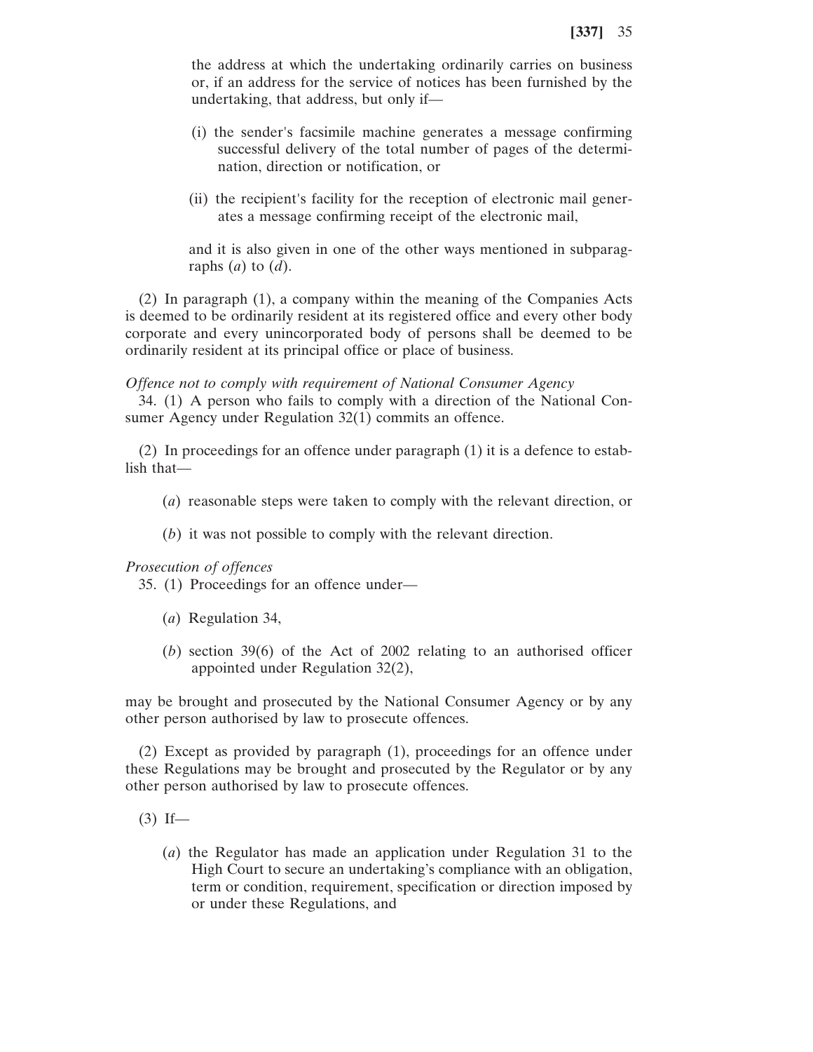the address at which the undertaking ordinarily carries on business or, if an address for the service of notices has been furnished by the undertaking, that address, but only if—

(i) the sender's facsimile machine generates a message confirming successful delivery of the total number of pages of the determination, direction or notification, or

(ii) the recipient's facility for the reception of electronic mail generates a message confirming receipt of the electronic mail,

and it is also given in one of the other ways mentioned in subparagraphs (*a*) to (*d*).

(2) In paragraph (1), a company within the meaning of the Companies Acts is deemed to be ordinarily resident at its registered office and every other body corporate and every unincorporated body of persons shall be deemed to be ordinarily resident at its principal office or place of business.

*Offence not to comply with requirement of National Consumer Agency*

34. (1) A person who fails to comply with a direction of the National Consumer Agency under Regulation 32(1) commits an offence.

(2) In proceedings for an offence under paragraph (1) it is a defence to establish that—

(*a*) reasonable steps were taken to comply with the relevant direction, or

(*b*) it was not possible to comply with the relevant direction.

*Prosecution of offences*

35. (1) Proceedings for an offence under—

(*a*) Regulation 34,

(*b*) section 39(6) of the Act of 2002 relating to an authorised officer appointed under Regulation 32(2),

may be brought and prosecuted by the National Consumer Agency or by any other person authorised by law to prosecute offences.

(2) Except as provided by paragraph (1), proceedings for an offence under these Regulations may be brought and prosecuted by the Regulator or by any other person authorised by law to prosecute offences.

(3) If—

(*a*) the Regulator has made an application under Regulation 31 to the High Court to secure an undertaking's compliance with an obligation, term or condition, requirement, specification or direction imposed by or under these Regulations, and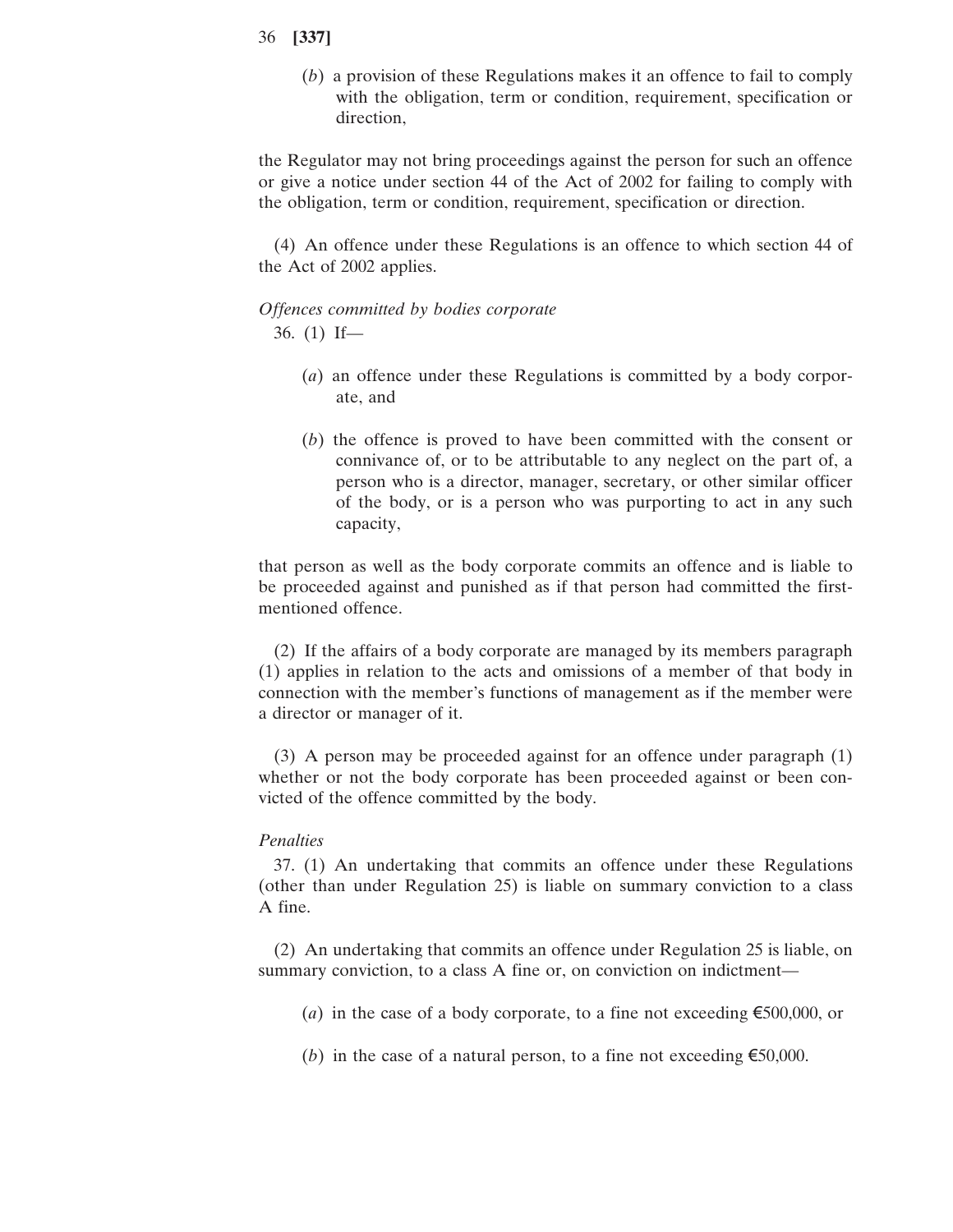(*b*) a provision of these Regulations makes it an offence to fail to comply with the obligation, term or condition, requirement, specification or direction,

the Regulator may not bring proceedings against the person for such an offence or give a notice under section 44 of the Act of 2002 for failing to comply with the obligation, term or condition, requirement, specification or direction.

(4) An offence under these Regulations is an offence to which section 44 of the Act of 2002 applies.

*Offences committed by bodies corporate*

36. (1) If—

(*a*) an offence under these Regulations is committed by a body corporate, and

(*b*) the offence is proved to have been committed with the consent or connivance of, or to be attributable to any neglect on the part of, a person who is a director, manager, secretary, or other similar officer of the body, or is a person who was purporting to act in any such capacity,

that person as well as the body corporate commits an offence and is liable to be proceeded against and punished as if that person had committed the first-mentioned offence.

(2) If the affairs of a body corporate are managed by its members paragraph (1) applies in relation to the acts and omissions of a member of that body in connection with the member's functions of management as if the member were a director or manager of it.

(3) A person may be proceeded against for an offence under paragraph (1) whether or not the body corporate has been proceeded against or been convicted of the offence committed by the body.

*Penalties*

37. (1) An undertaking that commits an offence under these Regulations (other than under Regulation 25) is liable on summary conviction to a class A fine.

(2) An undertaking that commits an offence under Regulation 25 is liable, on summary conviction, to a class A fine or, on conviction on indictment—

(*a*) in the case of a body corporate, to a fine not exceeding €500,000, or

(*b*) in the case of a natural person, to a fine not exceeding €50,000.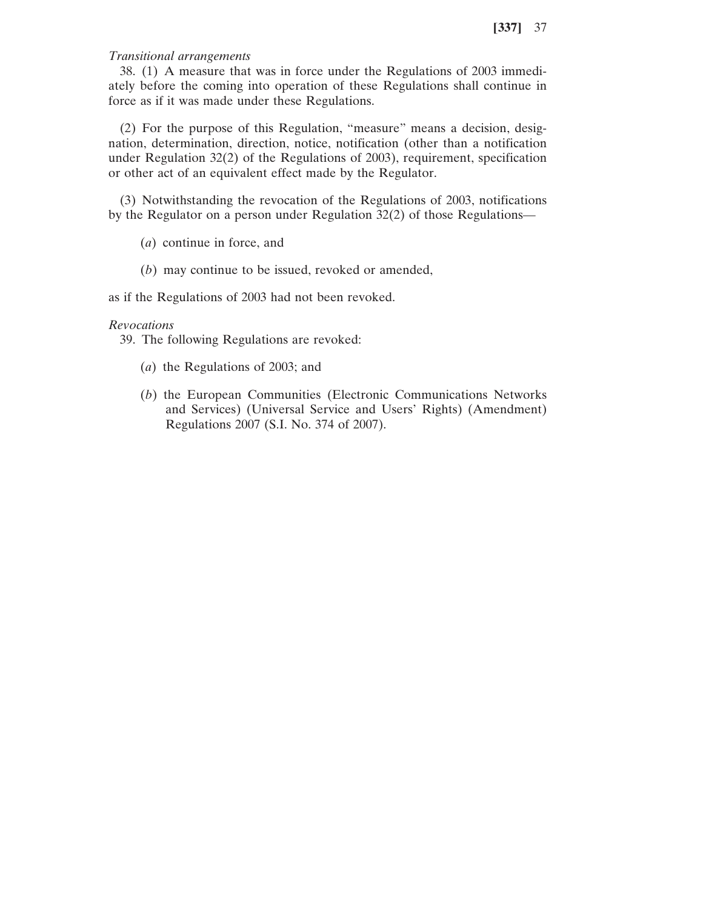*Transitional arrangements*

38. (1) A measure that was in force under the Regulations of 2003 immediately before the coming into operation of these Regulations shall continue in force as if it was made under these Regulations.

(2) For the purpose of this Regulation, "measure" means a decision, designation, determination, direction, notice, notification (other than a notification under Regulation 32(2) of the Regulations of 2003), requirement, specification or other act of an equivalent effect made by the Regulator.

(3) Notwithstanding the revocation of the Regulations of 2003, notifications by the Regulator on a person under Regulation 32(2) of those Regulations—

(*a*) continue in force, and

(*b*) may continue to be issued, revoked or amended,

as if the Regulations of 2003 had not been revoked.

*Revocations*

39. The following Regulations are revoked:

(*a*) the Regulations of 2003; and

(*b*) the European Communities (Electronic Communications Networks and Services) (Universal Service and Users' Rights) (Amendment) Regulations 2007 (S.I. No. 374 of 2007).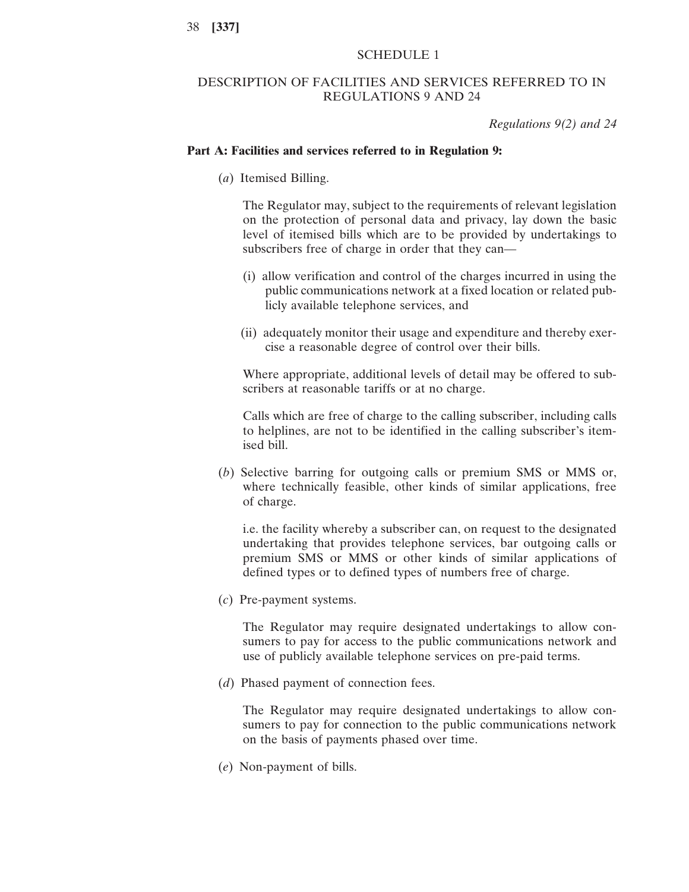## SCHEDULE 1

## DESCRIPTION OF FACILITIES AND SERVICES REFERRED TO IN REGULATIONS 9 AND 24

*Regulations 9(2) and 24*

**Part A: Facilities and services referred to in Regulation 9:**

(*a*) Itemised Billing.

The Regulator may, subject to the requirements of relevant legislation on the protection of personal data and privacy, lay down the basic level of itemised bills which are to be provided by undertakings to subscribers free of charge in order that they can—

(i) allow verification and control of the charges incurred in using the public communications network at a fixed location or related publicly available telephone services, and

(ii) adequately monitor their usage and expenditure and thereby exercise a reasonable degree of control over their bills.

Where appropriate, additional levels of detail may be offered to subscribers at reasonable tariffs or at no charge.

Calls which are free of charge to the calling subscriber, including calls to helplines, are not to be identified in the calling subscriber's itemised bill.

(*b*) Selective barring for outgoing calls or premium SMS or MMS or, where technically feasible, other kinds of similar applications, free of charge.

i.e. the facility whereby a subscriber can, on request to the designated undertaking that provides telephone services, bar outgoing calls or premium SMS or MMS or other kinds of similar applications of defined types or to defined types of numbers free of charge.

(*c*) Pre-payment systems.

The Regulator may require designated undertakings to allow consumers to pay for access to the public communications network and use of publicly available telephone services on pre-paid terms.

(*d*) Phased payment of connection fees.

The Regulator may require designated undertakings to allow consumers to pay for connection to the public communications network on the basis of payments phased over time.

(*e*) Non-payment of bills.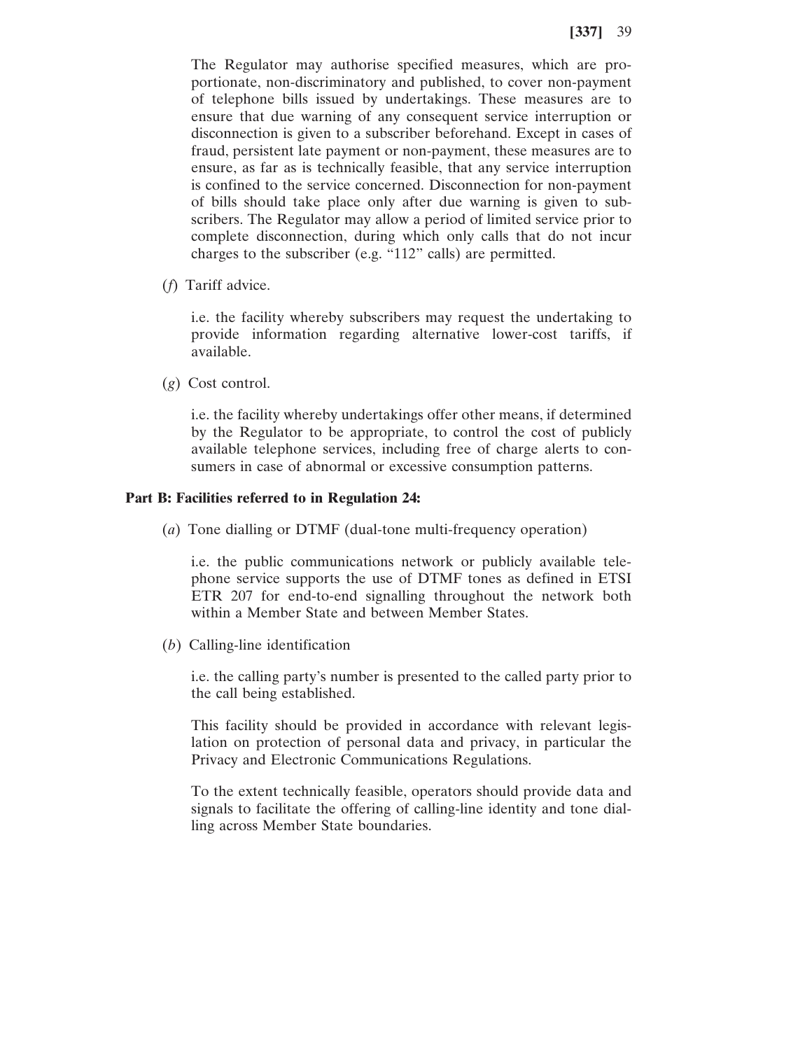The Regulator may authorise specified measures, which are proportionate, non-discriminatory and published, to cover non-payment of telephone bills issued by undertakings. These measures are to ensure that due warning of any consequent service interruption or disconnection is given to a subscriber beforehand. Except in cases of fraud, persistent late payment or non-payment, these measures are to ensure, as far as is technically feasible, that any service interruption is confined to the service concerned. Disconnection for non-payment of bills should take place only after due warning is given to subscribers. The Regulator may allow a period of limited service prior to complete disconnection, during which only calls that do not incur charges to the subscriber (e.g. "112" calls) are permitted.

(*f*) Tariff advice.

i.e. the facility whereby subscribers may request the undertaking to provide information regarding alternative lower-cost tariffs, if available.

(*g*) Cost control.

i.e. the facility whereby undertakings offer other means, if determined by the Regulator to be appropriate, to control the cost of publicly available telephone services, including free of charge alerts to consumers in case of abnormal or excessive consumption patterns.

**Part B: Facilities referred to in Regulation 24:**

(*a*) Tone dialling or DTMF (dual-tone multi-frequency operation)

i.e. the public communications network or publicly available telephone service supports the use of DTMF tones as defined in ETSI ETR 207 for end-to-end signalling throughout the network both within a Member State and between Member States.

(*b*) Calling-line identification

i.e. the calling party's number is presented to the called party prior to the call being established.

This facility should be provided in accordance with relevant legislation on protection of personal data and privacy, in particular the Privacy and Electronic Communications Regulations.

To the extent technically feasible, operators should provide data and signals to facilitate the offering of calling-line identity and tone dialling across Member State boundaries.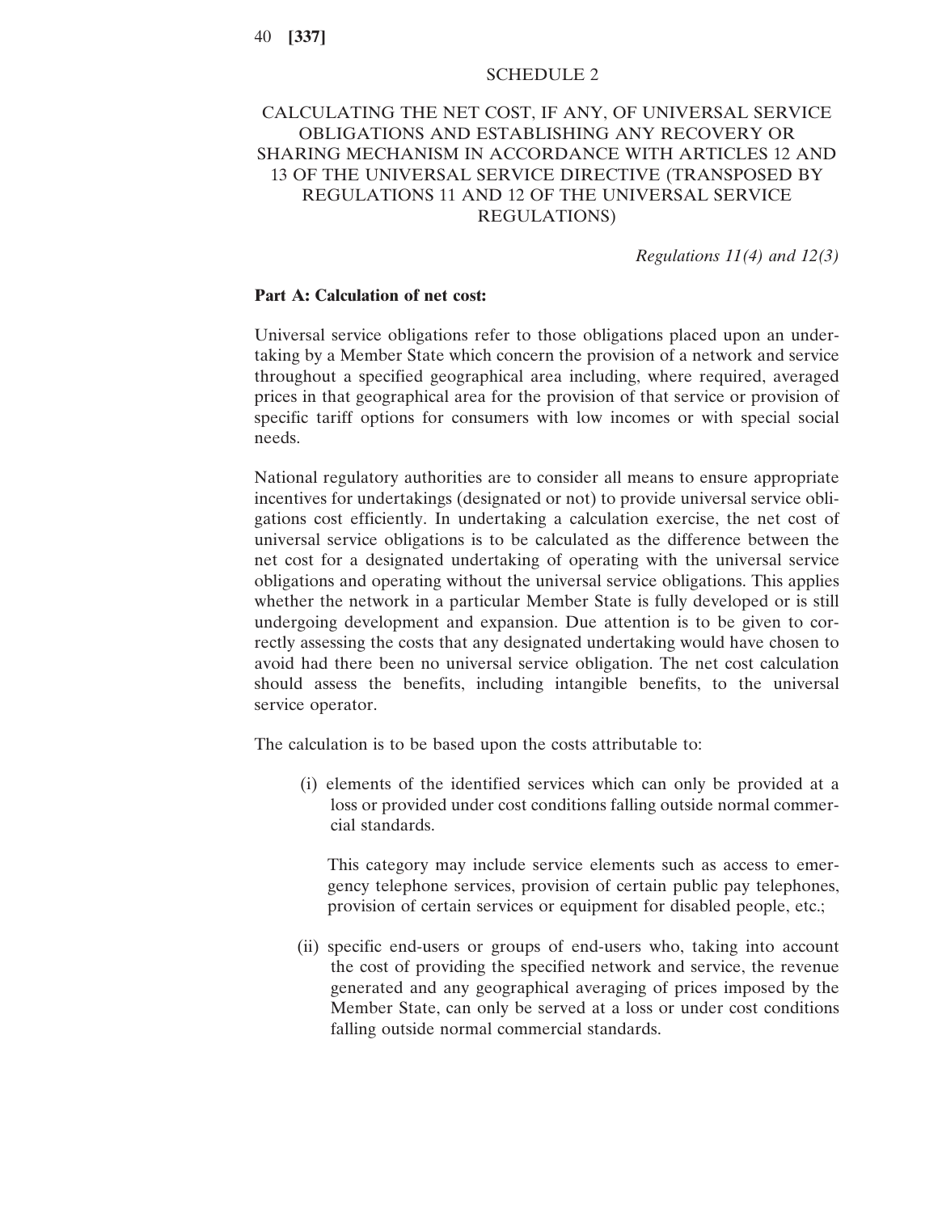## SCHEDULE 2

## CALCULATING THE NET COST, IF ANY, OF UNIVERSAL SERVICE OBLIGATIONS AND ESTABLISHING ANY RECOVERY OR SHARING MECHANISM IN ACCORDANCE WITH ARTICLES 12 AND 13 OF THE UNIVERSAL SERVICE DIRECTIVE (TRANSPOSED BY REGULATIONS 11 AND 12 OF THE UNIVERSAL SERVICE REGULATIONS)

*Regulations 11(4) and 12(3)*

**Part A: Calculation of net cost:**

Universal service obligations refer to those obligations placed upon an undertaking by a Member State which concern the provision of a network and service throughout a specified geographical area including, where required, averaged prices in that geographical area for the provision of that service or provision of specific tariff options for consumers with low incomes or with special social needs.

National regulatory authorities are to consider all means to ensure appropriate incentives for undertakings (designated or not) to provide universal service obligations cost efficiently. In undertaking a calculation exercise, the net cost of universal service obligations is to be calculated as the difference between the net cost for a designated undertaking of operating with the universal service obligations and operating without the universal service obligations. This applies whether the network in a particular Member State is fully developed or is still undergoing development and expansion. Due attention is to be given to correctly assessing the costs that any designated undertaking would have chosen to avoid had there been no universal service obligation. The net cost calculation should assess the benefits, including intangible benefits, to the universal service operator.

The calculation is to be based upon the costs attributable to:

(i) elements of the identified services which can only be provided at a loss or provided under cost conditions falling outside normal commercial standards.

   This category may include service elements such as access to emergency telephone services, provision of certain public pay telephones, provision of certain services or equipment for disabled people, etc.;

(ii) specific end-users or groups of end-users who, taking into account the cost of providing the specified network and service, the revenue generated and any geographical averaging of prices imposed by the Member State, can only be served at a loss or under cost conditions falling outside normal commercial standards.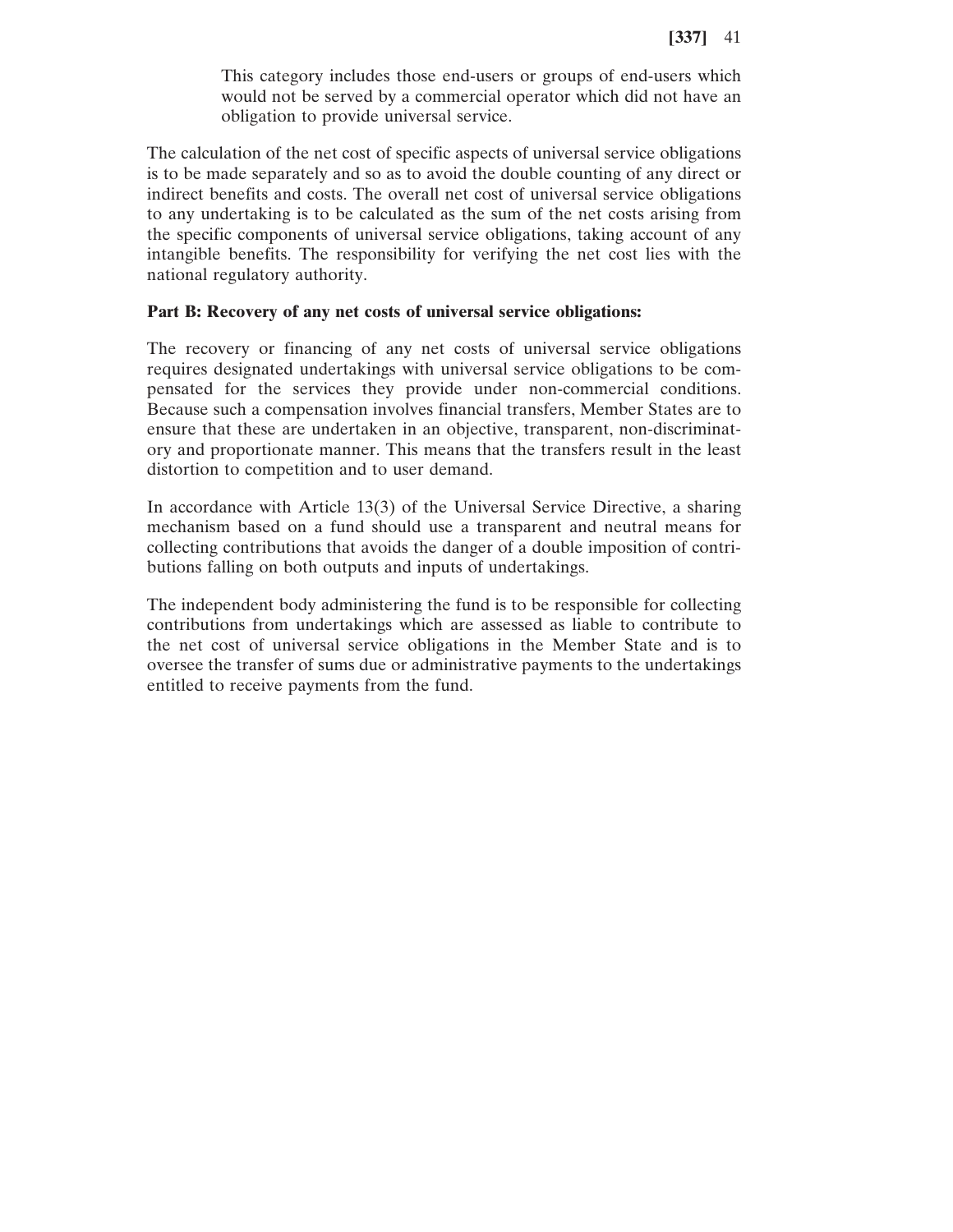> This category includes those end-users or groups of end-users which would not be served by a commercial operator which did not have an obligation to provide universal service.

The calculation of the net cost of specific aspects of universal service obligations is to be made separately and so as to avoid the double counting of any direct or indirect benefits and costs. The overall net cost of universal service obligations to any undertaking is to be calculated as the sum of the net costs arising from the specific components of universal service obligations, taking account of any intangible benefits. The responsibility for verifying the net cost lies with the national regulatory authority.

**Part B: Recovery of any net costs of universal service obligations:**

The recovery or financing of any net costs of universal service obligations requires designated undertakings with universal service obligations to be compensated for the services they provide under non-commercial conditions. Because such a compensation involves financial transfers, Member States are to ensure that these are undertaken in an objective, transparent, non-discriminatory and proportionate manner. This means that the transfers result in the least distortion to competition and to user demand.

In accordance with Article 13(3) of the Universal Service Directive, a sharing mechanism based on a fund should use a transparent and neutral means for collecting contributions that avoids the danger of a double imposition of contributions falling on both outputs and inputs of undertakings.

The independent body administering the fund is to be responsible for collecting contributions from undertakings which are assessed as liable to contribute to the net cost of universal service obligations in the Member State and is to oversee the transfer of sums due or administrative payments to the undertakings entitled to receive payments from the fund.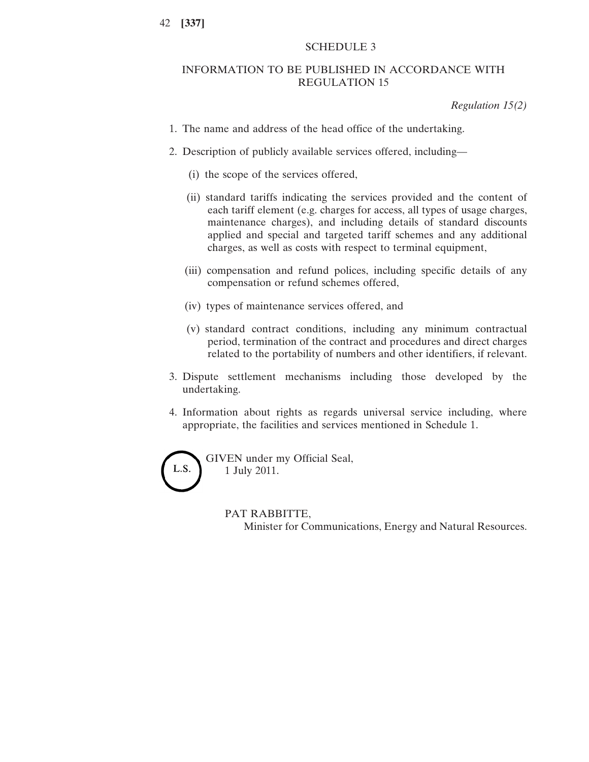## SCHEDULE 3

## INFORMATION TO BE PUBLISHED IN ACCORDANCE WITH REGULATION 15

*Regulation 15(2)*

1. The name and address of the head office of the undertaking.

2. Description of publicly available services offered, including—

   (i) the scope of the services offered,

   (ii) standard tariffs indicating the services provided and the content of each tariff element (e.g. charges for access, all types of usage charges, maintenance charges), and including details of standard discounts applied and special and targeted tariff schemes and any additional charges, as well as costs with respect to terminal equipment,

   (iii) compensation and refund polices, including specific details of any compensation or refund schemes offered,

   (iv) types of maintenance services offered, and

   (v) standard contract conditions, including any minimum contractual period, termination of the contract and procedures and direct charges related to the portability of numbers and other identifiers, if relevant.

3. Dispute settlement mechanisms including those developed by the undertaking.

4. Information about rights as regards universal service including, where appropriate, the facilities and services mentioned in Schedule 1.

L.S.

GIVEN under my Official Seal,
1 July 2011.

PAT RABBITTE,
Minister for Communications, Energy and Natural Resources.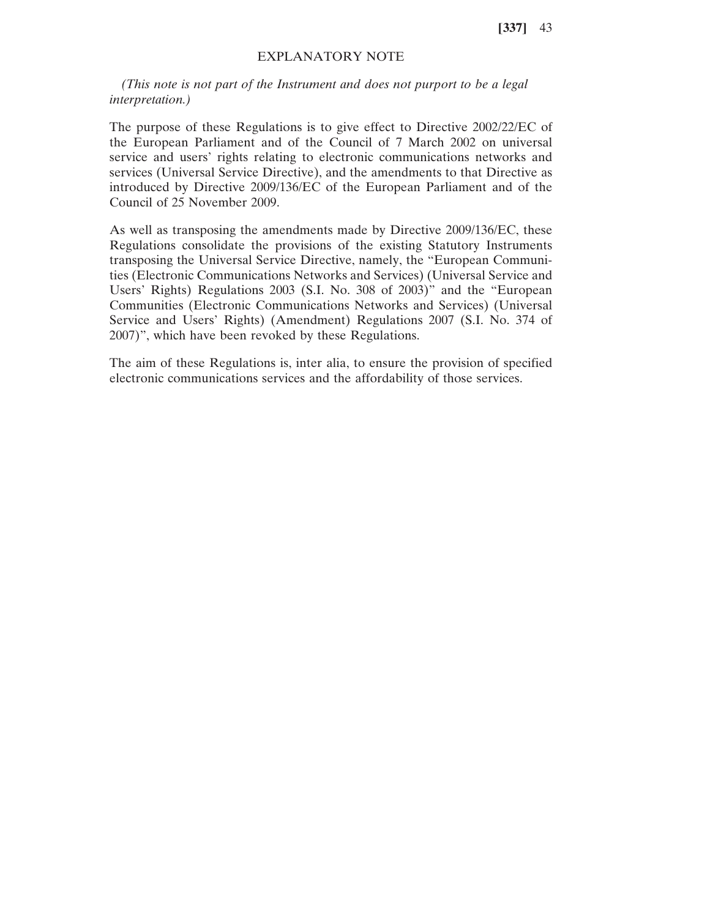## EXPLANATORY NOTE

*(This note is not part of the Instrument and does not purport to be a legal interpretation.)*

The purpose of these Regulations is to give effect to Directive 2002/22/EC of the European Parliament and of the Council of 7 March 2002 on universal service and users' rights relating to electronic communications networks and services (Universal Service Directive), and the amendments to that Directive as introduced by Directive 2009/136/EC of the European Parliament and of the Council of 25 November 2009.

As well as transposing the amendments made by Directive 2009/136/EC, these Regulations consolidate the provisions of the existing Statutory Instruments transposing the Universal Service Directive, namely, the "European Communities (Electronic Communications Networks and Services) (Universal Service and Users' Rights) Regulations 2003 (S.I. No. 308 of 2003)" and the "European Communities (Electronic Communications Networks and Services) (Universal Service and Users' Rights) (Amendment) Regulations 2007 (S.I. No. 374 of 2007)", which have been revoked by these Regulations.

The aim of these Regulations is, inter alia, to ensure the provision of specified electronic communications services and the affordability of those services.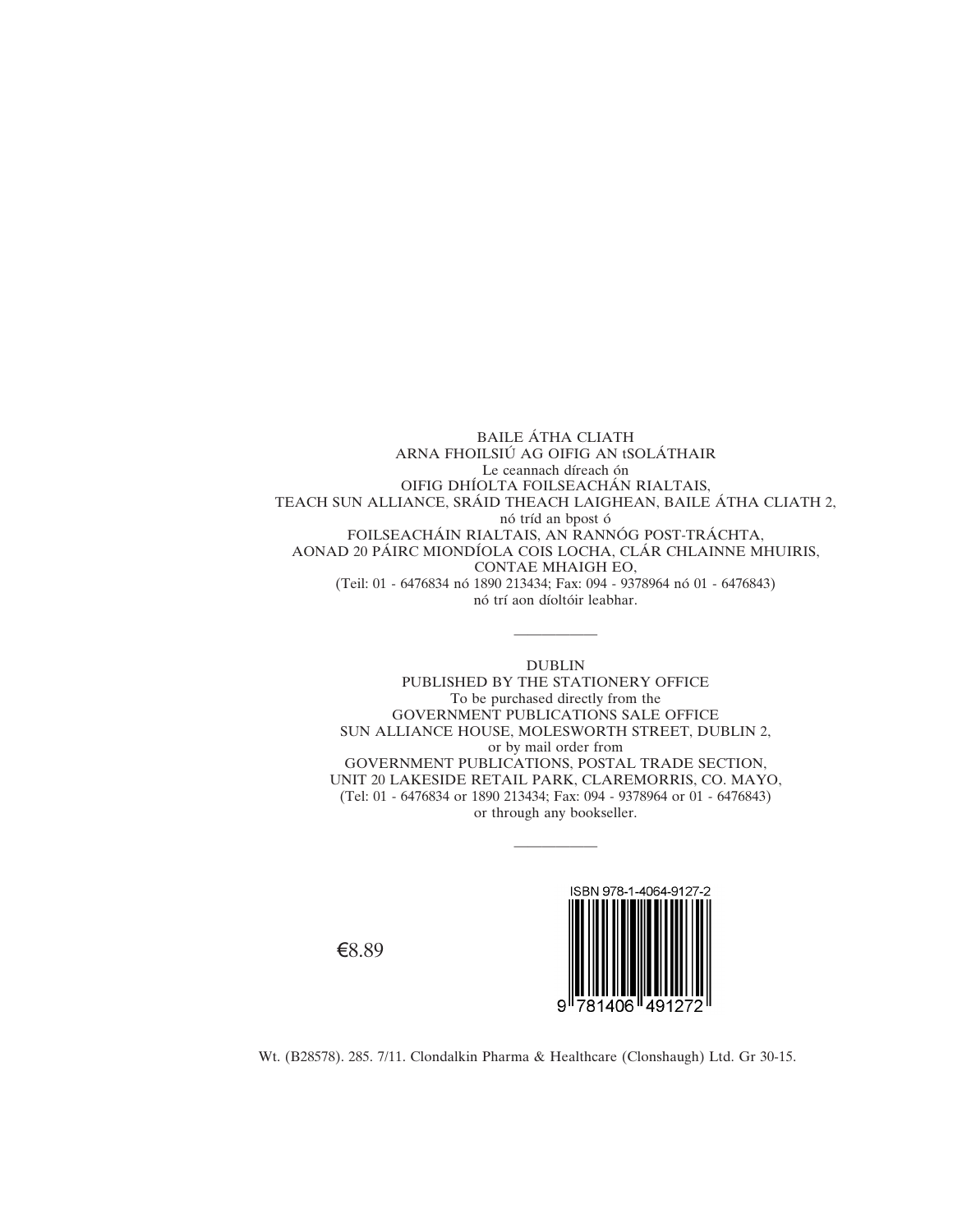BAILE ÁTHA CLIATH
ARNA FHOILSIÚ AG OIFIG AN tSOLÁTHAIR
Le ceannach díreach ón
OIFIG DHÍOLTA FOILSEACHÁN RIALTAIS,
TEACH SUN ALLIANCE, SRÁID THEACH LAIGHEAN, BAILE ÁTHA CLIATH 2,
nó tríd an bpost ó
FOILSEACHÁIN RIALTAIS, AN RANNÓG POST-TRÁCHTA,
AONAD 20 PÁIRC MIONDÍOLA COIS LOCHA, CLÁR CHLAINNE MHUIRIS,
CONTAE MHAIGH EO,
(Teil: 01 - 6476834 nó 1890 213434; Fax: 094 - 9378964 nó 01 - 6476843)
nó trí aon díoltóir leabhar.

---

DUBLIN
PUBLISHED BY THE STATIONERY OFFICE
To be purchased directly from the
GOVERNMENT PUBLICATIONS SALE OFFICE
SUN ALLIANCE HOUSE, MOLESWORTH STREET, DUBLIN 2,
or by mail order from
GOVERNMENT PUBLICATIONS, POSTAL TRADE SECTION,
UNIT 20 LAKESIDE RETAIL PARK, CLAREMORRIS, CO. MAYO,
(Tel: 01 - 6476834 or 1890 213434; Fax: 094 - 9378964 or 01 - 6476843)
or through any bookseller.

---

€8.89

ISBN 978-1-4064-9127-2

9 781406 491272

Wt. (B28578). 285. 7/11. Clondalkin Pharma & Healthcare (Clonshaugh) Ltd. Gr 30-15.